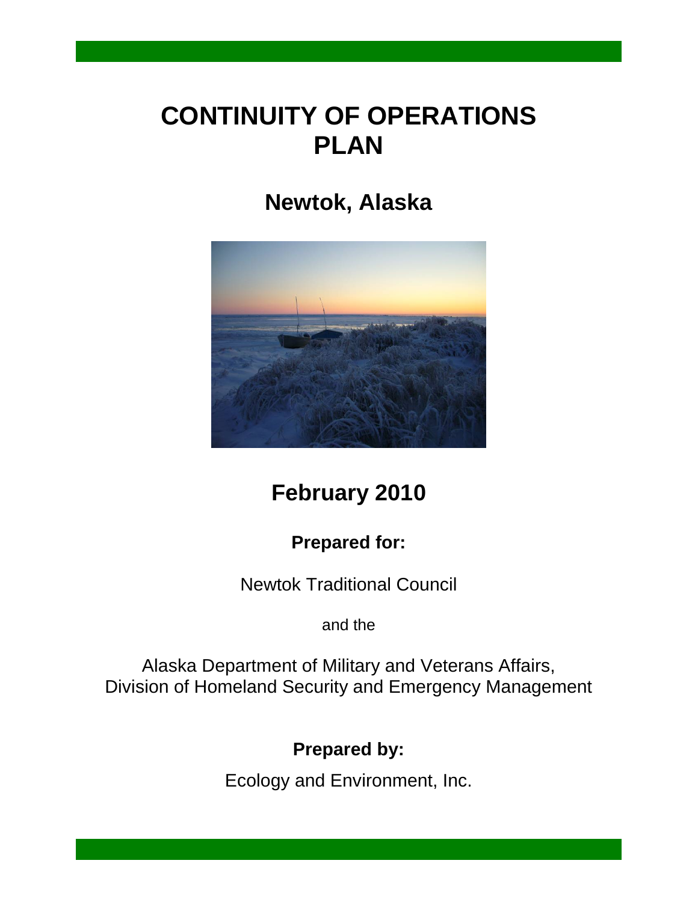# CONTINUITY OF OPERATIONS PLAN

## Newtok, Alaska

## February 2010

**Prepared for:**

Newtok Traditional Council

and the

Alaska Department of Military and Veterans Affairs,
Division of Homeland Security and Emergency Management

**Prepared by:**

Ecology and Environment, Inc.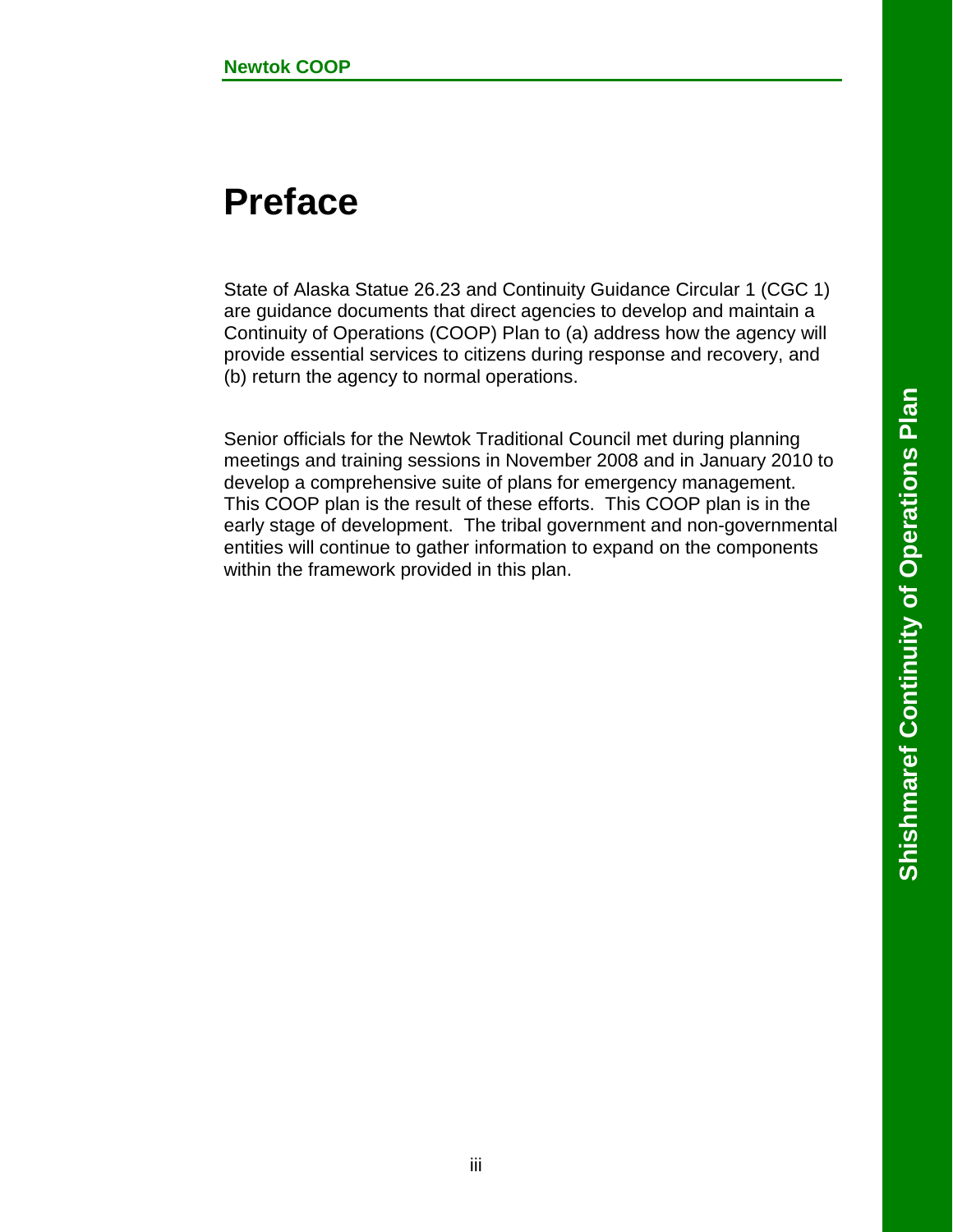# Preface

State of Alaska Statue 26.23 and Continuity Guidance Circular 1 (CGC 1) are guidance documents that direct agencies to develop and maintain a Continuity of Operations (COOP) Plan to (a) address how the agency will provide essential services to citizens during response and recovery, and (b) return the agency to normal operations.

Senior officials for the Newtok Traditional Council met during planning meetings and training sessions in November 2008 and in January 2010 to develop a comprehensive suite of plans for emergency management. This COOP plan is the result of these efforts. This COOP plan is in the early stage of development. The tribal government and non-governmental entities will continue to gather information to expand on the components within the framework provided in this plan.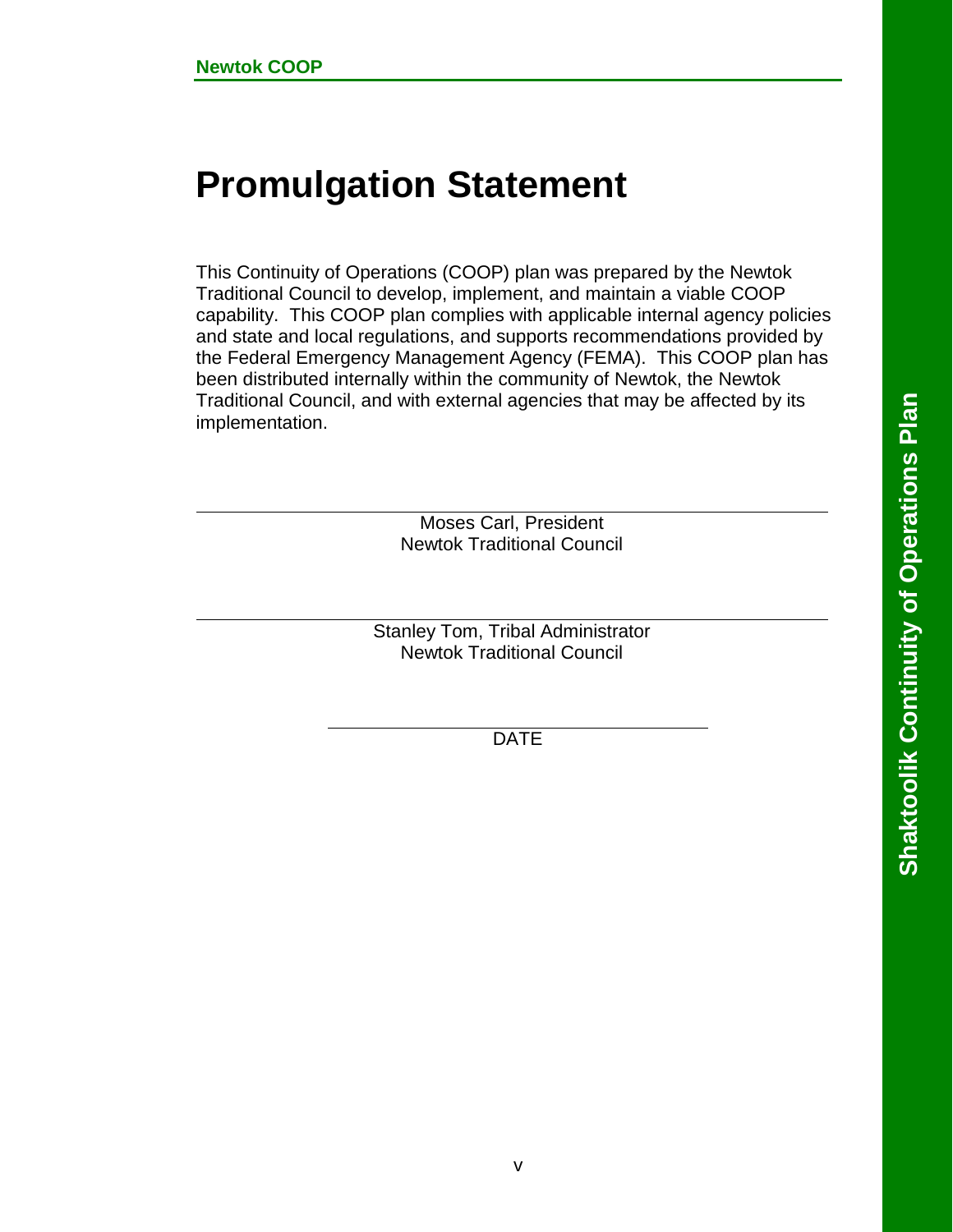# Promulgation Statement

This Continuity of Operations (COOP) plan was prepared by the Newtok Traditional Council to develop, implement, and maintain a viable COOP capability. This COOP plan complies with applicable internal agency policies and state and local regulations, and supports recommendations provided by the Federal Emergency Management Agency (FEMA). This COOP plan has been distributed internally within the community of Newtok, the Newtok Traditional Council, and with external agencies that may be affected by its implementation.

\_\_\_\_\_\_\_\_\_\_\_\_\_\_\_\_\_\_\_\_\_\_\_\_\_\_\_\_\_\_\_\_\_\_\_\_\_\_\_\_

Moses Carl, President
Newtok Traditional Council

\_\_\_\_\_\_\_\_\_\_\_\_\_\_\_\_\_\_\_\_\_\_\_\_\_\_\_\_\_\_\_\_\_\_\_\_\_\_\_\_

Stanley Tom, Tribal Administrator
Newtok Traditional Council

\_\_\_\_\_\_\_\_\_\_\_\_\_\_\_\_\_\_\_\_\_\_\_\_\_\_\_\_

DATE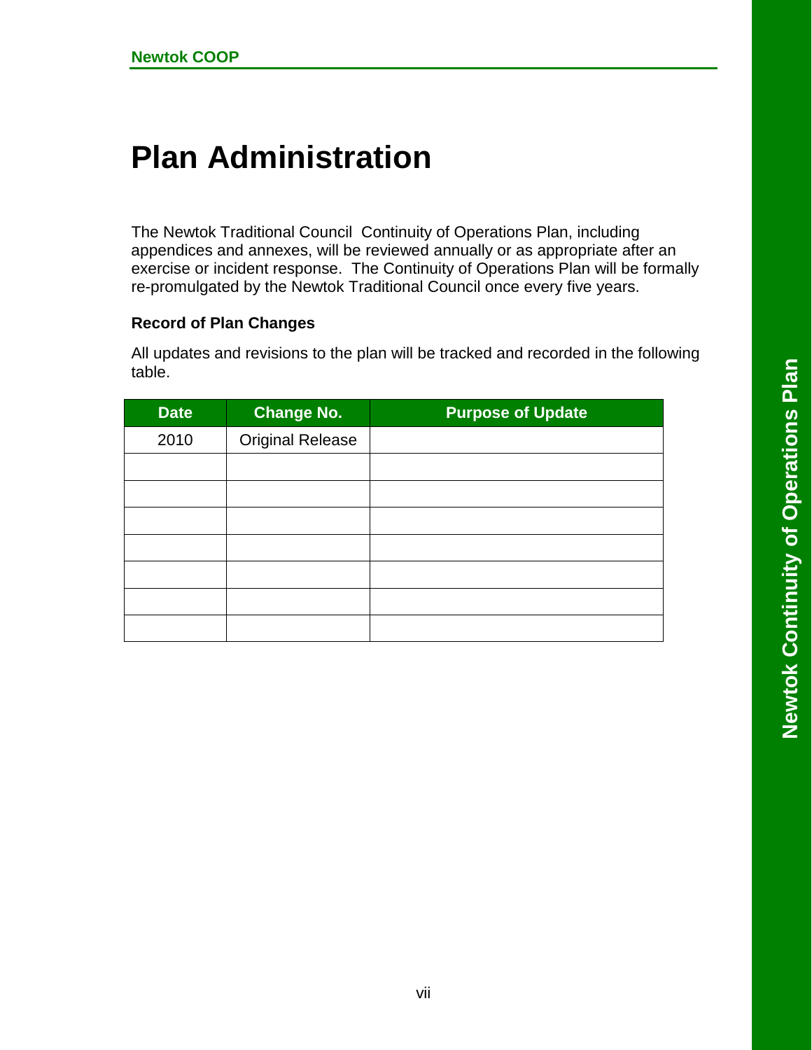# Plan Administration

The Newtok Traditional Council Continuity of Operations Plan, including appendices and annexes, will be reviewed annually or as appropriate after an exercise or incident response. The Continuity of Operations Plan will be formally re-promulgated by the Newtok Traditional Council once every five years.

### Record of Plan Changes

All updates and revisions to the plan will be tracked and recorded in the following table.

| Date | Change No. | Purpose of Update |
|---|---|---|
| 2010 | Original Release | |
| | | |
| | | |
| | | |
| | | |
| | | |
| | | |
| | | |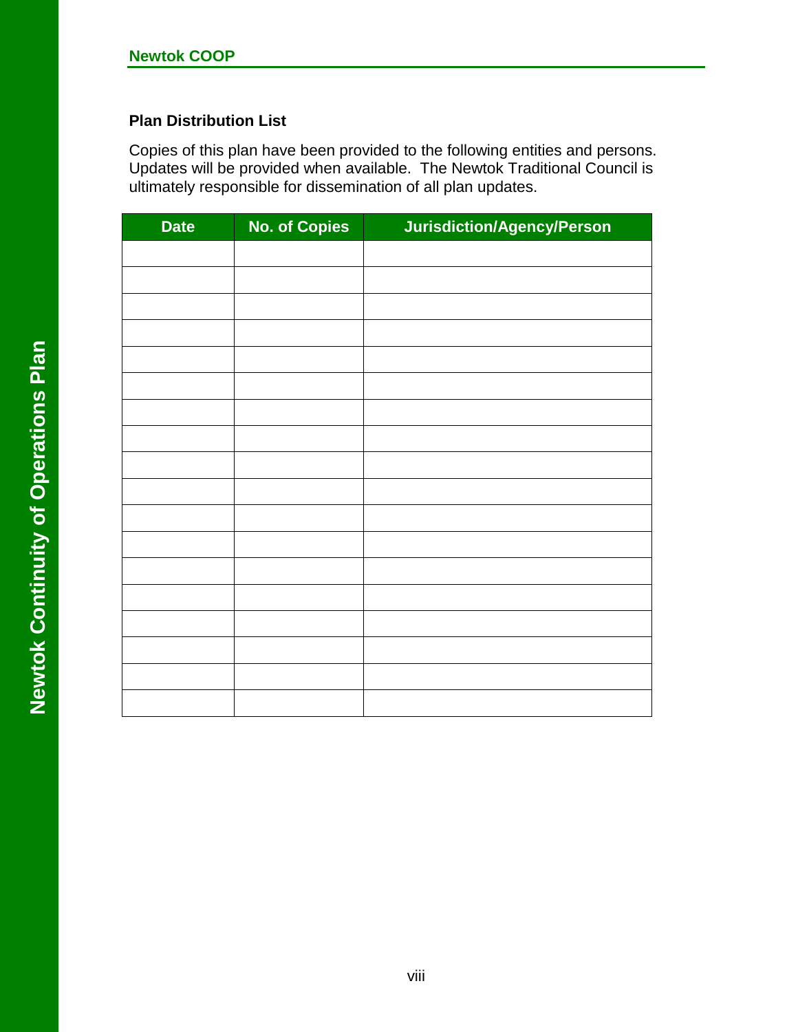### Plan Distribution List

Copies of this plan have been provided to the following entities and persons. Updates will be provided when available. The Newtok Traditional Council is ultimately responsible for dissemination of all plan updates.

| Date | No. of Copies | Jurisdiction/Agency/Person |
|---|---|---|
| | | |
| | | |
| | | |
| | | |
| | | |
| | | |
| | | |
| | | |
| | | |
| | | |
| | | |
| | | |
| | | |
| | | |
| | | |
| | | |
| | | |
| | | |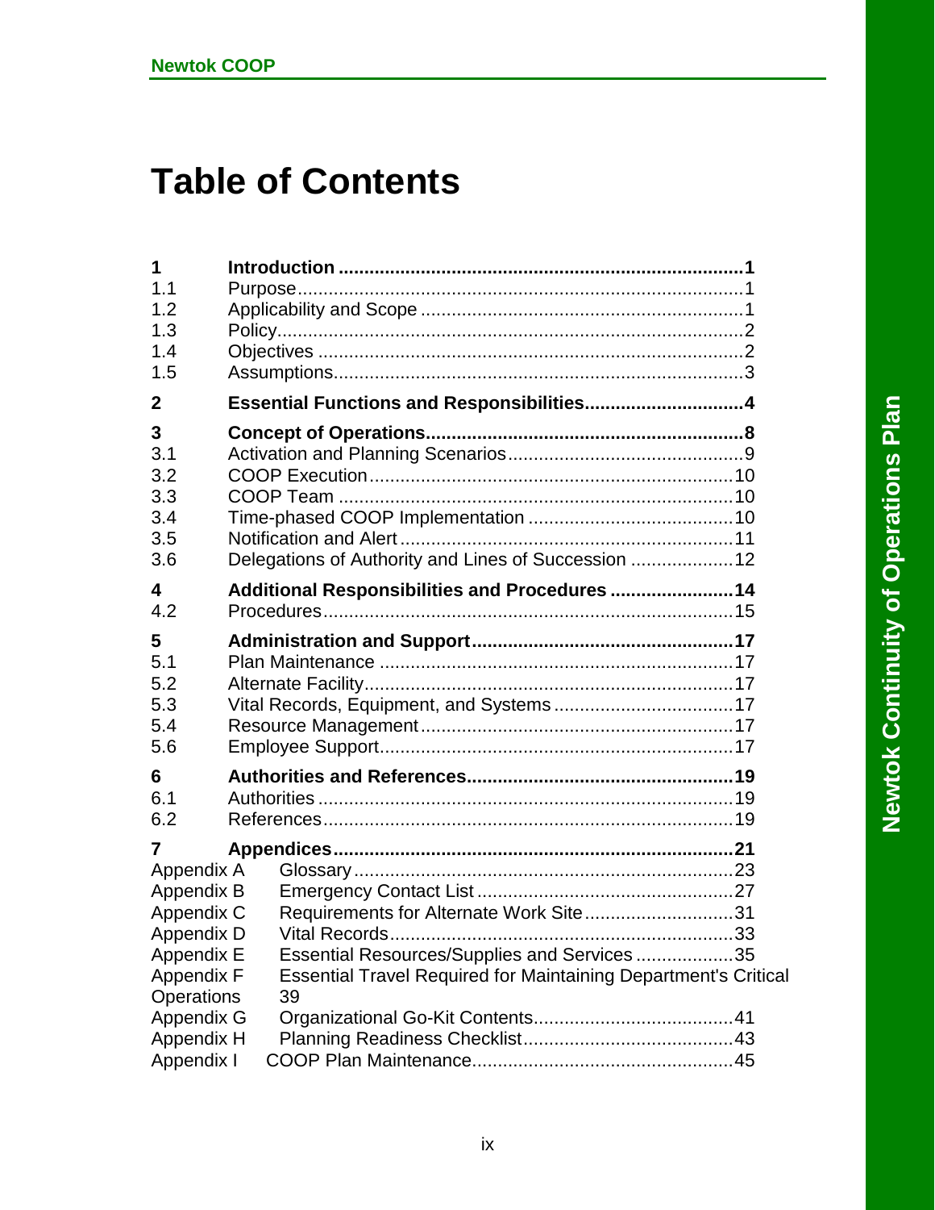# Table of Contents

| | | |
|---|---|---|
| **1** | **Introduction** | **1** |
| 1.1 | Purpose | 1 |
| 1.2 | Applicability and Scope | 1 |
| 1.3 | Policy | 2 |
| 1.4 | Objectives | 2 |
| 1.5 | Assumptions | 3 |
| **2** | **Essential Functions and Responsibilities** | **4** |
| **3** | **Concept of Operations** | **8** |
| 3.1 | Activation and Planning Scenarios | 9 |
| 3.2 | COOP Execution | 10 |
| 3.3 | COOP Team | 10 |
| 3.4 | Time-phased COOP Implementation | 10 |
| 3.5 | Notification and Alert | 11 |
| 3.6 | Delegations of Authority and Lines of Succession | 12 |
| **4** | **Additional Responsibilities and Procedures** | **14** |
| 4.2 | Procedures | 15 |
| **5** | **Administration and Support** | **17** |
| 5.1 | Plan Maintenance | 17 |
| 5.2 | Alternate Facility | 17 |
| 5.3 | Vital Records, Equipment, and Systems | 17 |
| 5.4 | Resource Management | 17 |
| 5.6 | Employee Support | 17 |
| **6** | **Authorities and References** | **19** |
| 6.1 | Authorities | 19 |
| 6.2 | References | 19 |
| **7** | **Appendices** | **21** |
| Appendix A | Glossary | 23 |
| Appendix B | Emergency Contact List | 27 |
| Appendix C | Requirements for Alternate Work Site | 31 |
| Appendix D | Vital Records | 33 |
| Appendix E | Essential Resources/Supplies and Services | 35 |
| Appendix F | Essential Travel Required for Maintaining Department's Critical Operations | 39 |
| Appendix G | Organizational Go-Kit Contents | 41 |
| Appendix H | Planning Readiness Checklist | 43 |
| Appendix I | COOP Plan Maintenance | 45 |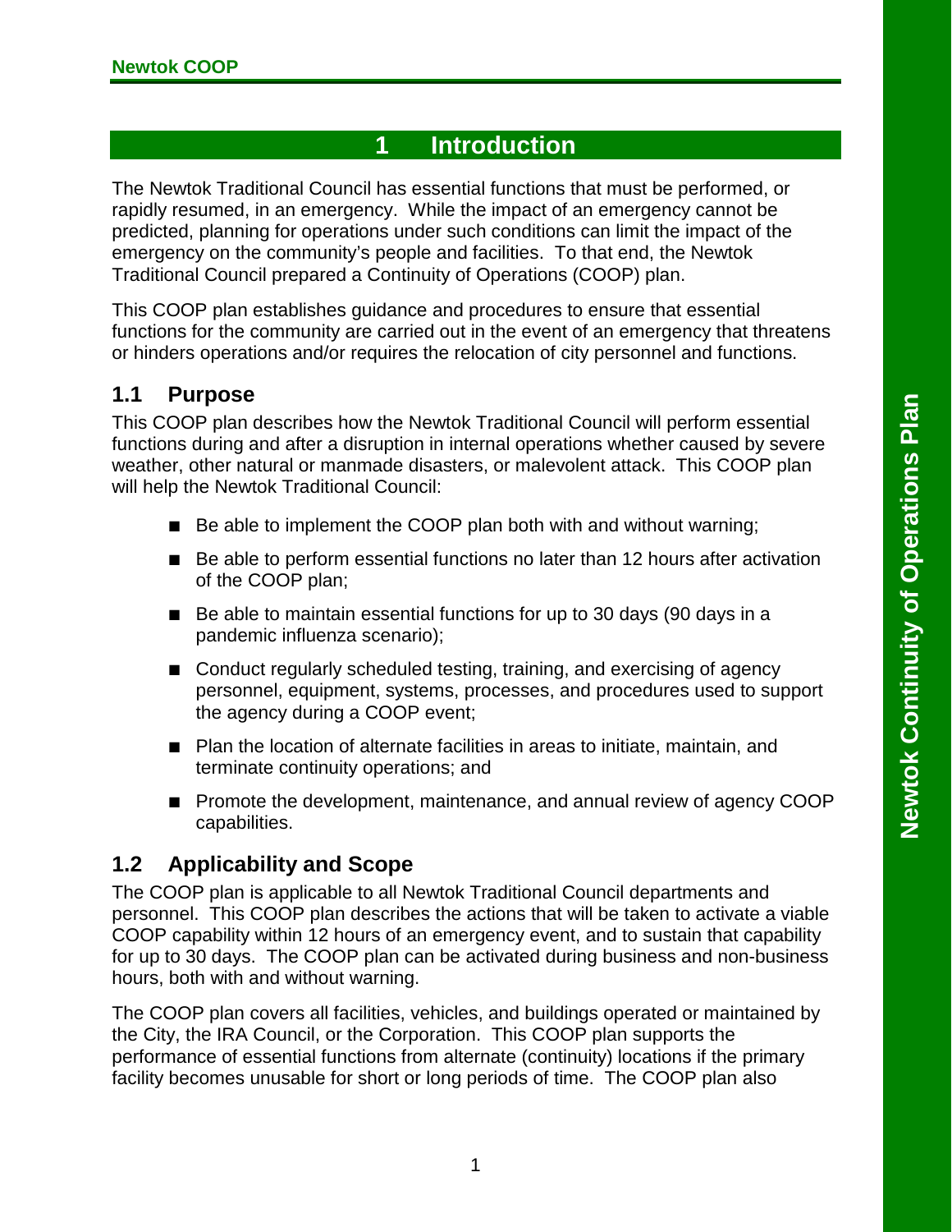# 1 Introduction

The Newtok Traditional Council has essential functions that must be performed, or rapidly resumed, in an emergency. While the impact of an emergency cannot be predicted, planning for operations under such conditions can limit the impact of the emergency on the community's people and facilities. To that end, the Newtok Traditional Council prepared a Continuity of Operations (COOP) plan.

This COOP plan establishes guidance and procedures to ensure that essential functions for the community are carried out in the event of an emergency that threatens or hinders operations and/or requires the relocation of city personnel and functions.

## 1.1 Purpose

This COOP plan describes how the Newtok Traditional Council will perform essential functions during and after a disruption in internal operations whether caused by severe weather, other natural or manmade disasters, or malevolent attack. This COOP plan will help the Newtok Traditional Council:

- Be able to implement the COOP plan both with and without warning;
- Be able to perform essential functions no later than 12 hours after activation of the COOP plan;
- Be able to maintain essential functions for up to 30 days (90 days in a pandemic influenza scenario);
- Conduct regularly scheduled testing, training, and exercising of agency personnel, equipment, systems, processes, and procedures used to support the agency during a COOP event;
- Plan the location of alternate facilities in areas to initiate, maintain, and terminate continuity operations; and
- Promote the development, maintenance, and annual review of agency COOP capabilities.

## 1.2 Applicability and Scope

The COOP plan is applicable to all Newtok Traditional Council departments and personnel. This COOP plan describes the actions that will be taken to activate a viable COOP capability within 12 hours of an emergency event, and to sustain that capability for up to 30 days. The COOP plan can be activated during business and non-business hours, both with and without warning.

The COOP plan covers all facilities, vehicles, and buildings operated or maintained by the City, the IRA Council, or the Corporation. This COOP plan supports the performance of essential functions from alternate (continuity) locations if the primary facility becomes unusable for short or long periods of time. The COOP plan also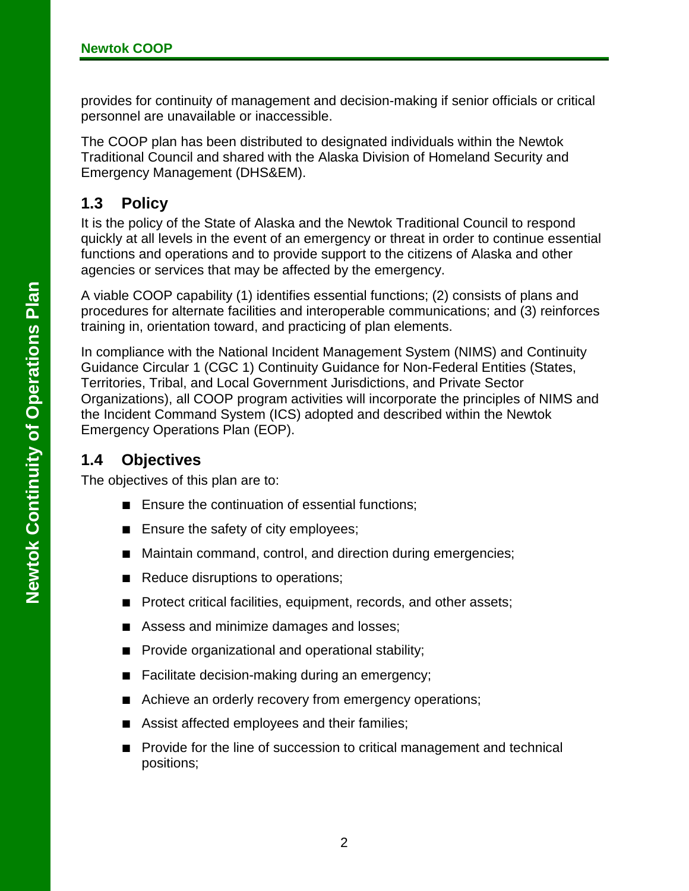provides for continuity of management and decision-making if senior officials or critical personnel are unavailable or inaccessible.

The COOP plan has been distributed to designated individuals within the Newtok Traditional Council and shared with the Alaska Division of Homeland Security and Emergency Management (DHS&EM).

## 1.3 Policy

It is the policy of the State of Alaska and the Newtok Traditional Council to respond quickly at all levels in the event of an emergency or threat in order to continue essential functions and operations and to provide support to the citizens of Alaska and other agencies or services that may be affected by the emergency.

A viable COOP capability (1) identifies essential functions; (2) consists of plans and procedures for alternate facilities and interoperable communications; and (3) reinforces training in, orientation toward, and practicing of plan elements.

In compliance with the National Incident Management System (NIMS) and Continuity Guidance Circular 1 (CGC 1) Continuity Guidance for Non-Federal Entities (States, Territories, Tribal, and Local Government Jurisdictions, and Private Sector Organizations), all COOP program activities will incorporate the principles of NIMS and the Incident Command System (ICS) adopted and described within the Newtok Emergency Operations Plan (EOP).

## 1.4 Objectives

The objectives of this plan are to:

- Ensure the continuation of essential functions;
- Ensure the safety of city employees;
- Maintain command, control, and direction during emergencies;
- Reduce disruptions to operations;
- Protect critical facilities, equipment, records, and other assets;
- Assess and minimize damages and losses;
- Provide organizational and operational stability;
- Facilitate decision-making during an emergency;
- Achieve an orderly recovery from emergency operations;
- Assist affected employees and their families;
- Provide for the line of succession to critical management and technical positions;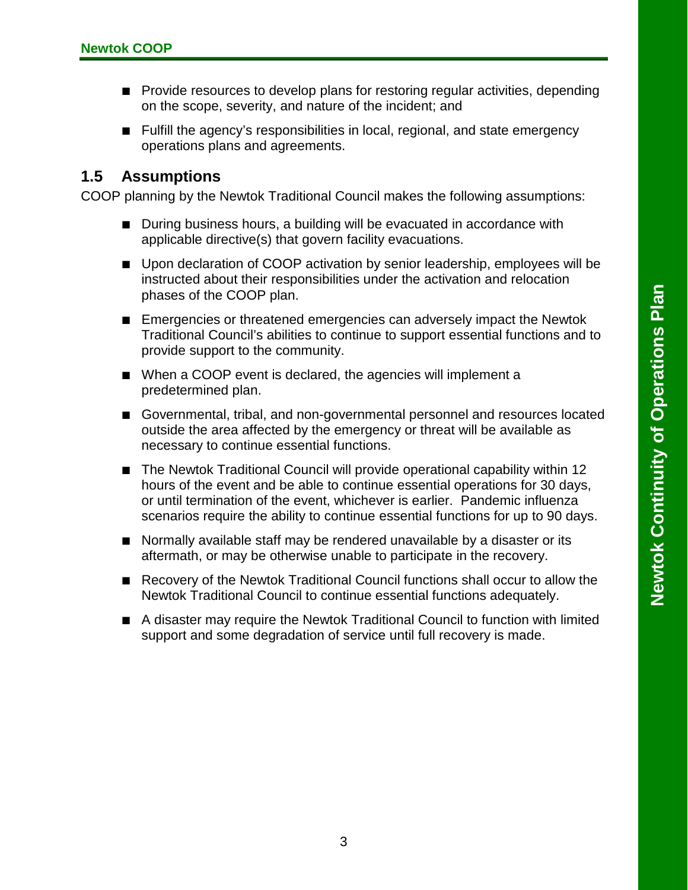- Provide resources to develop plans for restoring regular activities, depending on the scope, severity, and nature of the incident; and
- Fulfill the agency's responsibilities in local, regional, and state emergency operations plans and agreements.

## 1.5 Assumptions

COOP planning by the Newtok Traditional Council makes the following assumptions:

- During business hours, a building will be evacuated in accordance with applicable directive(s) that govern facility evacuations.
- Upon declaration of COOP activation by senior leadership, employees will be instructed about their responsibilities under the activation and relocation phases of the COOP plan.
- Emergencies or threatened emergencies can adversely impact the Newtok Traditional Council's abilities to continue to support essential functions and to provide support to the community.
- When a COOP event is declared, the agencies will implement a predetermined plan.
- Governmental, tribal, and non-governmental personnel and resources located outside the area affected by the emergency or threat will be available as necessary to continue essential functions.
- The Newtok Traditional Council will provide operational capability within 12 hours of the event and be able to continue essential operations for 30 days, or until termination of the event, whichever is earlier. Pandemic influenza scenarios require the ability to continue essential functions for up to 90 days.
- Normally available staff may be rendered unavailable by a disaster or its aftermath, or may be otherwise unable to participate in the recovery.
- Recovery of the Newtok Traditional Council functions shall occur to allow the Newtok Traditional Council to continue essential functions adequately.
- A disaster may require the Newtok Traditional Council to function with limited support and some degradation of service until full recovery is made.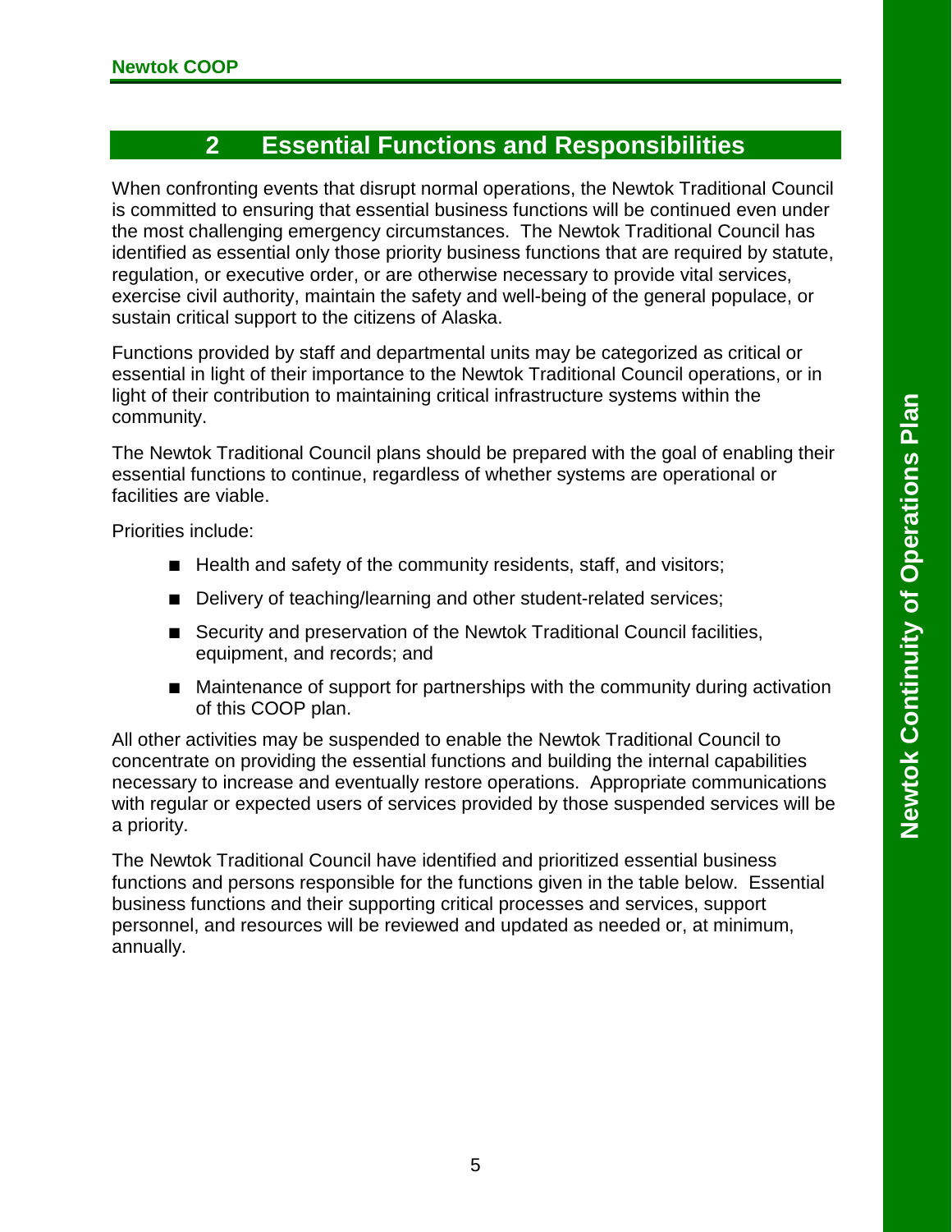# 2 Essential Functions and Responsibilities

When confronting events that disrupt normal operations, the Newtok Traditional Council is committed to ensuring that essential business functions will be continued even under the most challenging emergency circumstances. The Newtok Traditional Council has identified as essential only those priority business functions that are required by statute, regulation, or executive order, or are otherwise necessary to provide vital services, exercise civil authority, maintain the safety and well-being of the general populace, or sustain critical support to the citizens of Alaska.

Functions provided by staff and departmental units may be categorized as critical or essential in light of their importance to the Newtok Traditional Council operations, or in light of their contribution to maintaining critical infrastructure systems within the community.

The Newtok Traditional Council plans should be prepared with the goal of enabling their essential functions to continue, regardless of whether systems are operational or facilities are viable.

Priorities include:

- Health and safety of the community residents, staff, and visitors;
- Delivery of teaching/learning and other student-related services;
- Security and preservation of the Newtok Traditional Council facilities, equipment, and records; and
- Maintenance of support for partnerships with the community during activation of this COOP plan.

All other activities may be suspended to enable the Newtok Traditional Council to concentrate on providing the essential functions and building the internal capabilities necessary to increase and eventually restore operations. Appropriate communications with regular or expected users of services provided by those suspended services will be a priority.

The Newtok Traditional Council have identified and prioritized essential business functions and persons responsible for the functions given in the table below. Essential business functions and their supporting critical processes and services, support personnel, and resources will be reviewed and updated as needed or, at minimum, annually.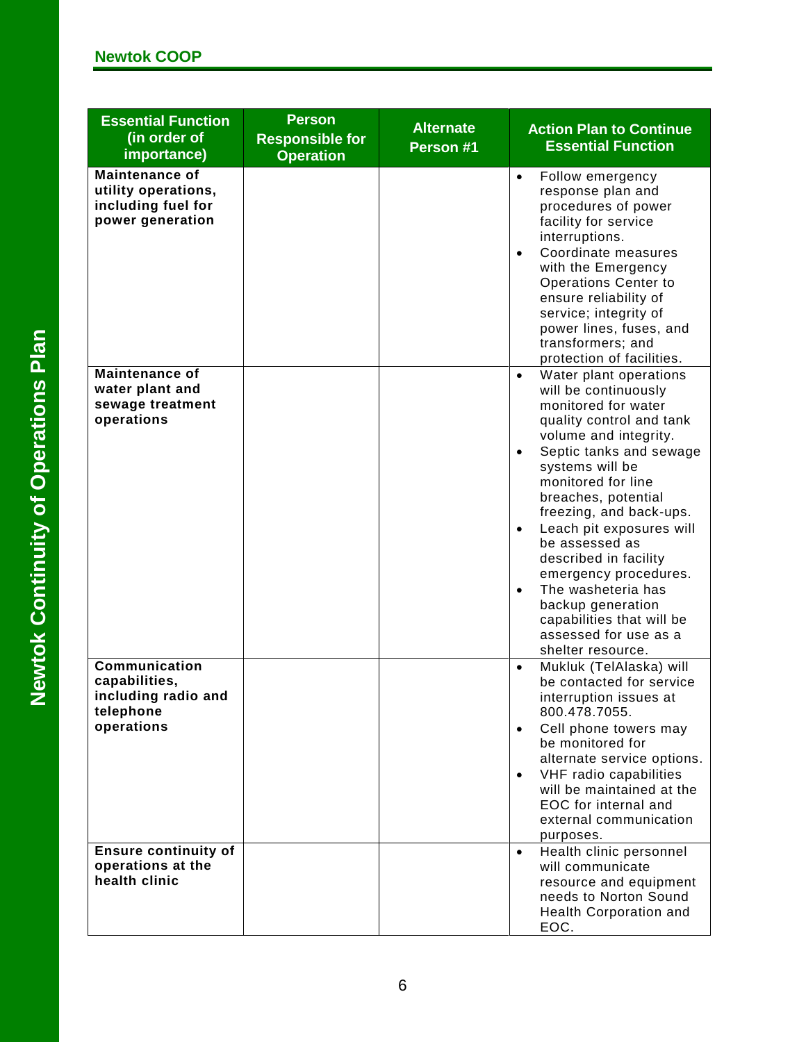| Essential Function (in order of importance) | Person Responsible for Operation | Alternate Person #1 | Action Plan to Continue Essential Function |
|---|---|---|---|
| **Maintenance of utility operations, including fuel for power generation** | | | • Follow emergency response plan and procedures of power facility for service interruptions.<br>• Coordinate measures with the Emergency Operations Center to ensure reliability of service; integrity of power lines, fuses, and transformers; and protection of facilities. |
| **Maintenance of water plant and sewage treatment operations** | | | • Water plant operations will be continuously monitored for water quality control and tank volume and integrity.<br>• Septic tanks and sewage systems will be monitored for line breaches, potential freezing, and back-ups.<br>• Leach pit exposures will be assessed as described in facility emergency procedures.<br>• The washeteria has backup generation capabilities that will be assessed for use as a shelter resource. |
| **Communication capabilities, including radio and telephone operations** | | | • Mukluk (TelAlaska) will be contacted for service interruption issues at 800.478.7055.<br>• Cell phone towers may be monitored for alternate service options.<br>• VHF radio capabilities will be maintained at the EOC for internal and external communication purposes. |
| **Ensure continuity of operations at the health clinic** | | | • Health clinic personnel will communicate resource and equipment needs to Norton Sound Health Corporation and EOC. |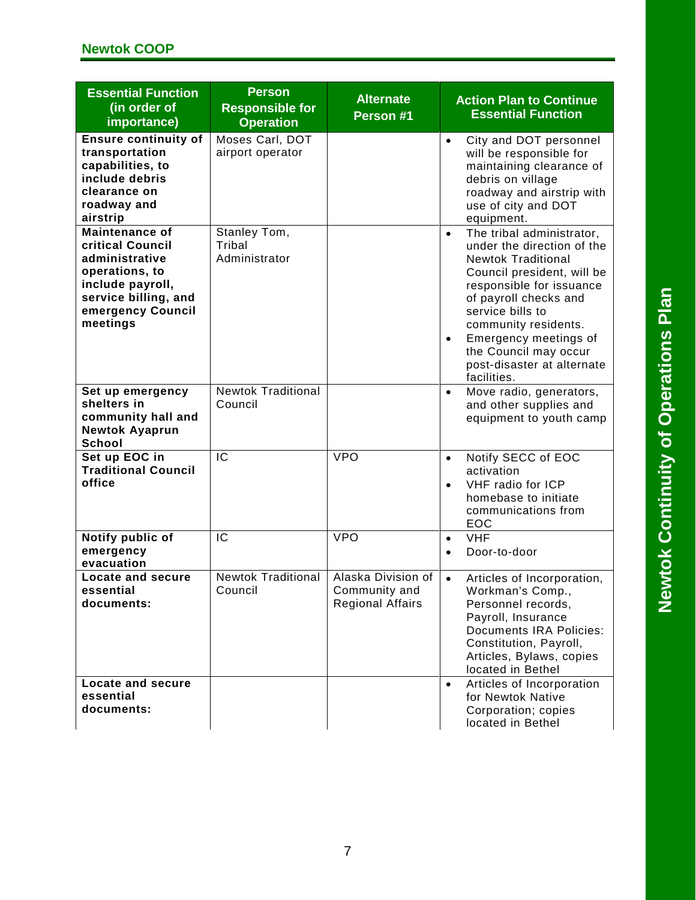| Essential Function (in order of importance) | Person Responsible for Operation | Alternate Person #1 | Action Plan to Continue Essential Function |
|---|---|---|---|
| **Ensure continuity of transportation capabilities, to include debris clearance on roadway and airstrip** | Moses Carl, DOT airport operator | | • City and DOT personnel will be responsible for maintaining clearance of debris on village roadway and airstrip with use of city and DOT equipment. |
| **Maintenance of critical Council administrative operations, to include payroll, service billing, and emergency Council meetings** | Stanley Tom, Tribal Administrator | | • The tribal administrator, under the direction of the Newtok Traditional Council president, will be responsible for issuance of payroll checks and service bills to community residents. • Emergency meetings of the Council may occur post-disaster at alternate facilities. |
| **Set up emergency shelters in community hall and Newtok Ayaprun School** | Newtok Traditional Council | | • Move radio, generators, and other supplies and equipment to youth camp |
| **Set up EOC in Traditional Council office** | IC | VPO | • Notify SECC of EOC activation • VHF radio for ICP homebase to initiate communications from EOC |
| **Notify public of emergency evacuation** | IC | VPO | • VHF • Door-to-door |
| **Locate and secure essential documents:** | Newtok Traditional Council | Alaska Division of Community and Regional Affairs | • Articles of Incorporation, Workman's Comp., Personnel records, Payroll, Insurance Documents IRA Policies: Constitution, Payroll, Articles, Bylaws, copies located in Bethel |
| **Locate and secure essential documents:** | | | • Articles of Incorporation for Newtok Native Corporation; copies located in Bethel |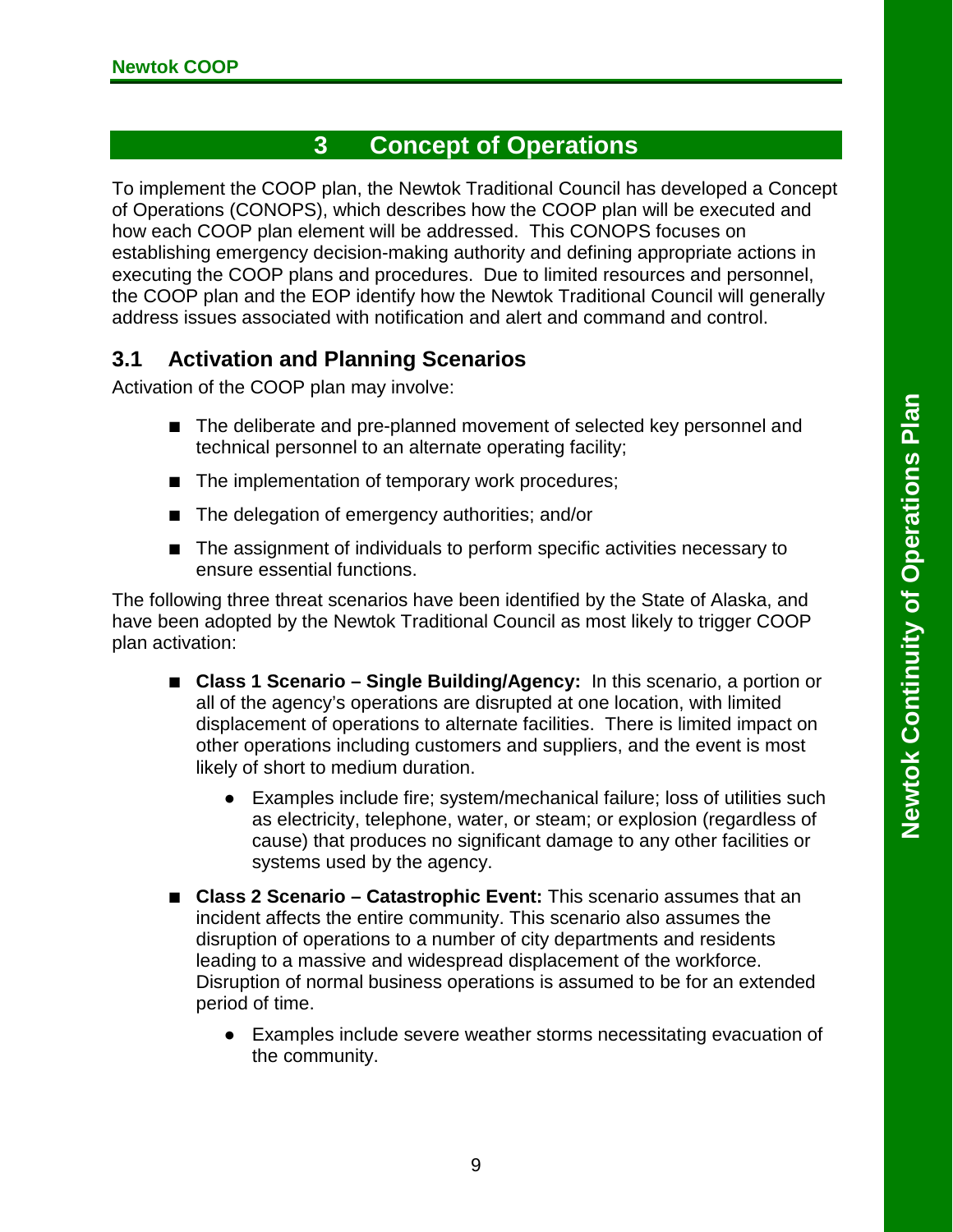# 3 Concept of Operations

To implement the COOP plan, the Newtok Traditional Council has developed a Concept of Operations (CONOPS), which describes how the COOP plan will be executed and how each COOP plan element will be addressed. This CONOPS focuses on establishing emergency decision-making authority and defining appropriate actions in executing the COOP plans and procedures. Due to limited resources and personnel, the COOP plan and the EOP identify how the Newtok Traditional Council will generally address issues associated with notification and alert and command and control.

## 3.1 Activation and Planning Scenarios

Activation of the COOP plan may involve:

- The deliberate and pre-planned movement of selected key personnel and technical personnel to an alternate operating facility;
- The implementation of temporary work procedures;
- The delegation of emergency authorities; and/or
- The assignment of individuals to perform specific activities necessary to ensure essential functions.

The following three threat scenarios have been identified by the State of Alaska, and have been adopted by the Newtok Traditional Council as most likely to trigger COOP plan activation:

- **Class 1 Scenario – Single Building/Agency:** In this scenario, a portion or all of the agency's operations are disrupted at one location, with limited displacement of operations to alternate facilities. There is limited impact on other operations including customers and suppliers, and the event is most likely of short to medium duration.
  - Examples include fire; system/mechanical failure; loss of utilities such as electricity, telephone, water, or steam; or explosion (regardless of cause) that produces no significant damage to any other facilities or systems used by the agency.
- **Class 2 Scenario – Catastrophic Event:** This scenario assumes that an incident affects the entire community. This scenario also assumes the disruption of operations to a number of city departments and residents leading to a massive and widespread displacement of the workforce. Disruption of normal business operations is assumed to be for an extended period of time.
  - Examples include severe weather storms necessitating evacuation of the community.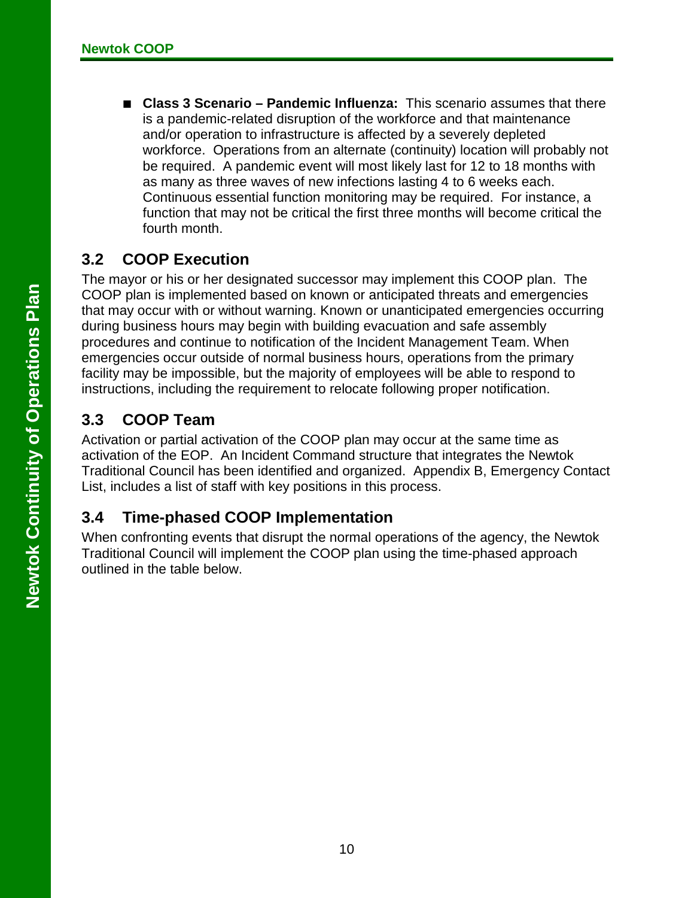- **Class 3 Scenario – Pandemic Influenza:** This scenario assumes that there is a pandemic-related disruption of the workforce and that maintenance and/or operation to infrastructure is affected by a severely depleted workforce. Operations from an alternate (continuity) location will probably not be required. A pandemic event will most likely last for 12 to 18 months with as many as three waves of new infections lasting 4 to 6 weeks each. Continuous essential function monitoring may be required. For instance, a function that may not be critical the first three months will become critical the fourth month.

## 3.2 COOP Execution

The mayor or his or her designated successor may implement this COOP plan. The COOP plan is implemented based on known or anticipated threats and emergencies that may occur with or without warning. Known or unanticipated emergencies occurring during business hours may begin with building evacuation and safe assembly procedures and continue to notification of the Incident Management Team. When emergencies occur outside of normal business hours, operations from the primary facility may be impossible, but the majority of employees will be able to respond to instructions, including the requirement to relocate following proper notification.

## 3.3 COOP Team

Activation or partial activation of the COOP plan may occur at the same time as activation of the EOP. An Incident Command structure that integrates the Newtok Traditional Council has been identified and organized. Appendix B, Emergency Contact List, includes a list of staff with key positions in this process.

## 3.4 Time-phased COOP Implementation

When confronting events that disrupt the normal operations of the agency, the Newtok Traditional Council will implement the COOP plan using the time-phased approach outlined in the table below.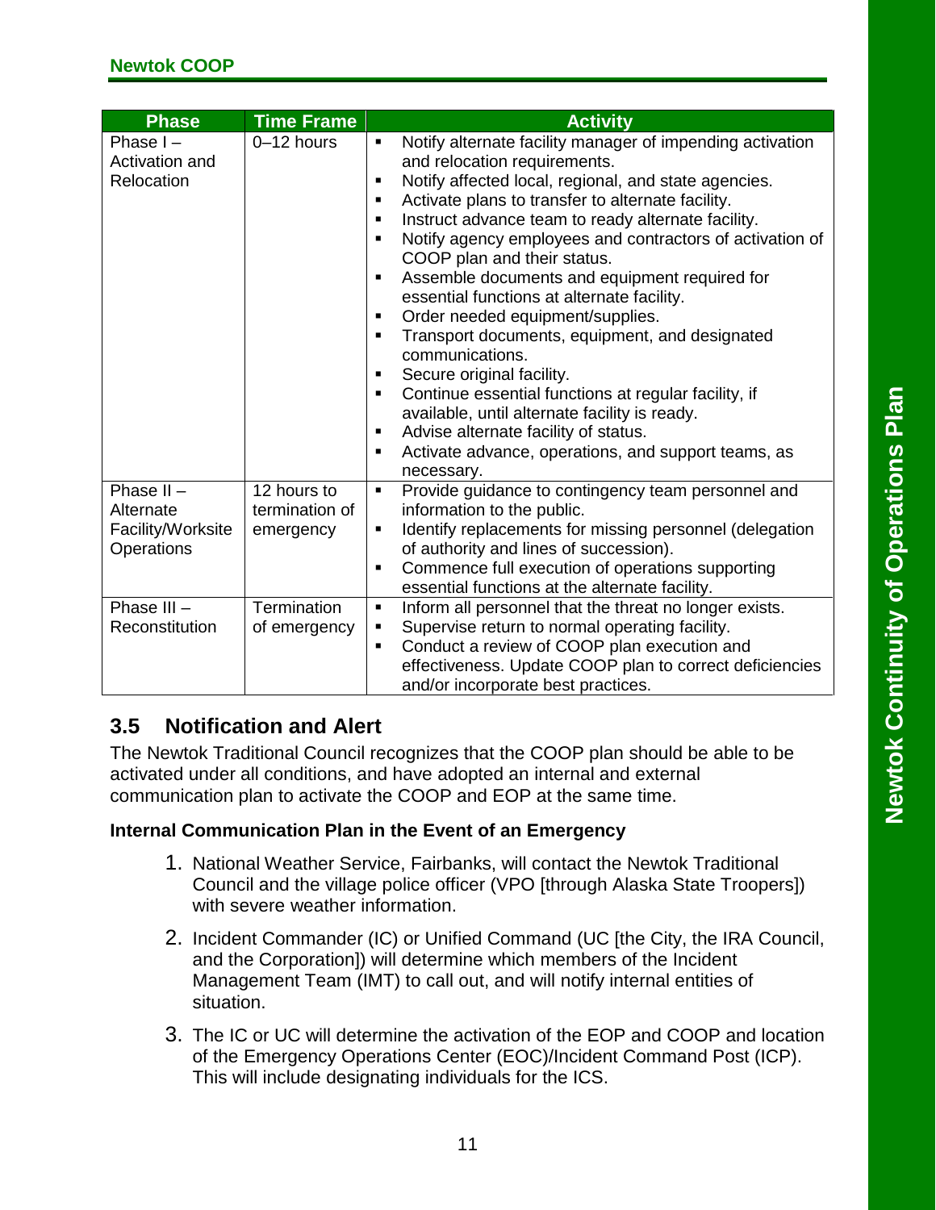| Phase | Time Frame | Activity |
|---|---|---|
| Phase I – Activation and Relocation | 0–12 hours | ▪ Notify alternate facility manager of impending activation and relocation requirements.<br>▪ Notify affected local, regional, and state agencies.<br>▪ Activate plans to transfer to alternate facility.<br>▪ Instruct advance team to ready alternate facility.<br>▪ Notify agency employees and contractors of activation of COOP plan and their status.<br>▪ Assemble documents and equipment required for essential functions at alternate facility.<br>▪ Order needed equipment/supplies.<br>▪ Transport documents, equipment, and designated communications.<br>▪ Secure original facility.<br>▪ Continue essential functions at regular facility, if available, until alternate facility is ready.<br>▪ Advise alternate facility of status.<br>▪ Activate advance, operations, and support teams, as necessary. |
| Phase II – Alternate Facility/Worksite Operations | 12 hours to termination of emergency | ▪ Provide guidance to contingency team personnel and information to the public.<br>▪ Identify replacements for missing personnel (delegation of authority and lines of succession).<br>▪ Commence full execution of operations supporting essential functions at the alternate facility. |
| Phase III – Reconstitution | Termination of emergency | ▪ Inform all personnel that the threat no longer exists.<br>▪ Supervise return to normal operating facility.<br>▪ Conduct a review of COOP plan execution and effectiveness. Update COOP plan to correct deficiencies and/or incorporate best practices. |

## 3.5 Notification and Alert

The Newtok Traditional Council recognizes that the COOP plan should be able to be activated under all conditions, and have adopted an internal and external communication plan to activate the COOP and EOP at the same time.

**Internal Communication Plan in the Event of an Emergency**

1. National Weather Service, Fairbanks, will contact the Newtok Traditional Council and the village police officer (VPO [through Alaska State Troopers]) with severe weather information.
2. Incident Commander (IC) or Unified Command (UC [the City, the IRA Council, and the Corporation]) will determine which members of the Incident Management Team (IMT) to call out, and will notify internal entities of situation.
3. The IC or UC will determine the activation of the EOP and COOP and location of the Emergency Operations Center (EOC)/Incident Command Post (ICP). This will include designating individuals for the ICS.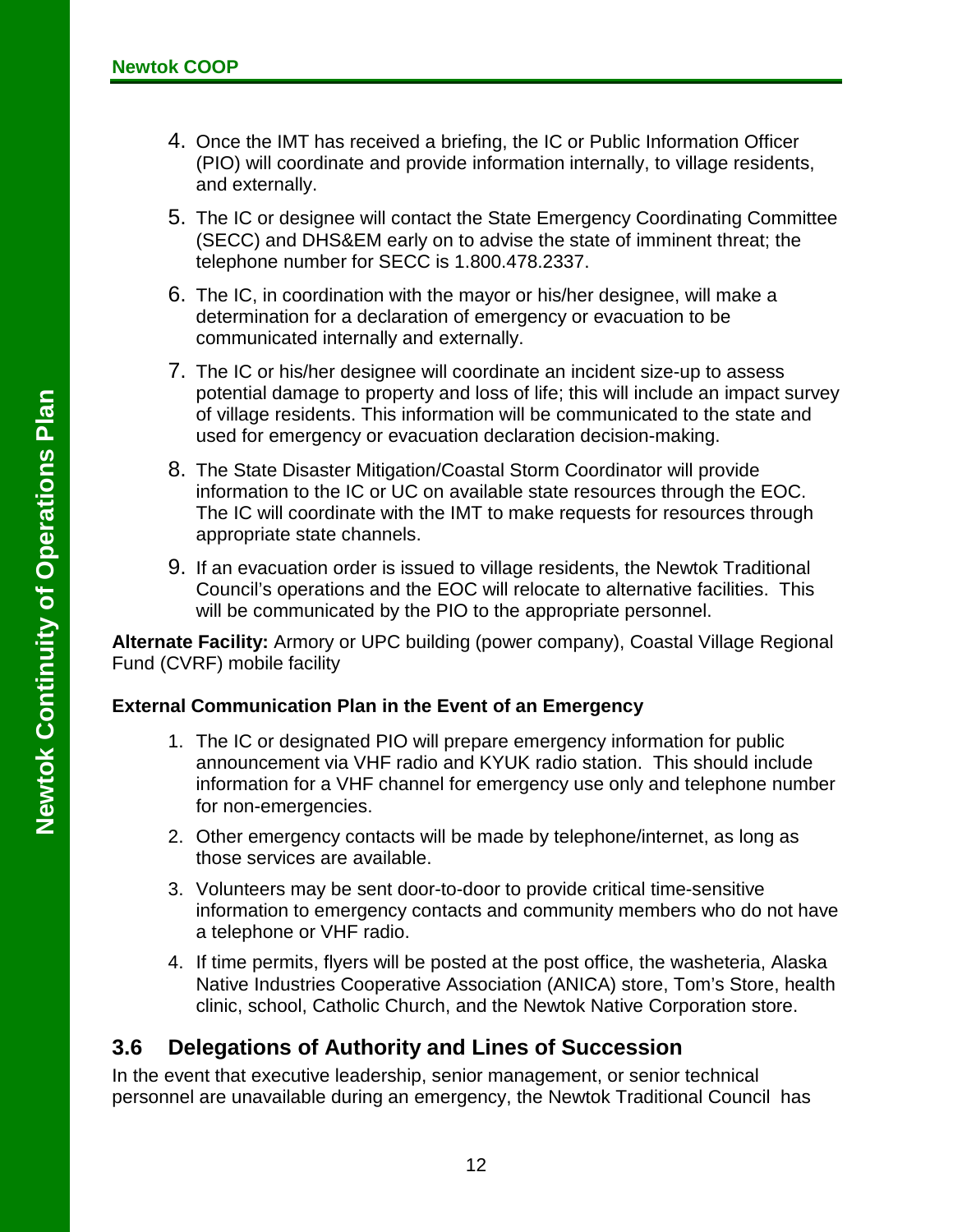4. Once the IMT has received a briefing, the IC or Public Information Officer (PIO) will coordinate and provide information internally, to village residents, and externally.
5. The IC or designee will contact the State Emergency Coordinating Committee (SECC) and DHS&EM early on to advise the state of imminent threat; the telephone number for SECC is 1.800.478.2337.
6. The IC, in coordination with the mayor or his/her designee, will make a determination for a declaration of emergency or evacuation to be communicated internally and externally.
7. The IC or his/her designee will coordinate an incident size-up to assess potential damage to property and loss of life; this will include an impact survey of village residents. This information will be communicated to the state and used for emergency or evacuation declaration decision-making.
8. The State Disaster Mitigation/Coastal Storm Coordinator will provide information to the IC or UC on available state resources through the EOC. The IC will coordinate with the IMT to make requests for resources through appropriate state channels.
9. If an evacuation order is issued to village residents, the Newtok Traditional Council's operations and the EOC will relocate to alternative facilities. This will be communicated by the PIO to the appropriate personnel.

**Alternate Facility:** Armory or UPC building (power company), Coastal Village Regional Fund (CVRF) mobile facility

**External Communication Plan in the Event of an Emergency**

1. The IC or designated PIO will prepare emergency information for public announcement via VHF radio and KYUK radio station. This should include information for a VHF channel for emergency use only and telephone number for non-emergencies.
2. Other emergency contacts will be made by telephone/internet, as long as those services are available.
3. Volunteers may be sent door-to-door to provide critical time-sensitive information to emergency contacts and community members who do not have a telephone or VHF radio.
4. If time permits, flyers will be posted at the post office, the washeteria, Alaska Native Industries Cooperative Association (ANICA) store, Tom's Store, health clinic, school, Catholic Church, and the Newtok Native Corporation store.

## 3.6 Delegations of Authority and Lines of Succession

In the event that executive leadership, senior management, or senior technical personnel are unavailable during an emergency, the Newtok Traditional Council has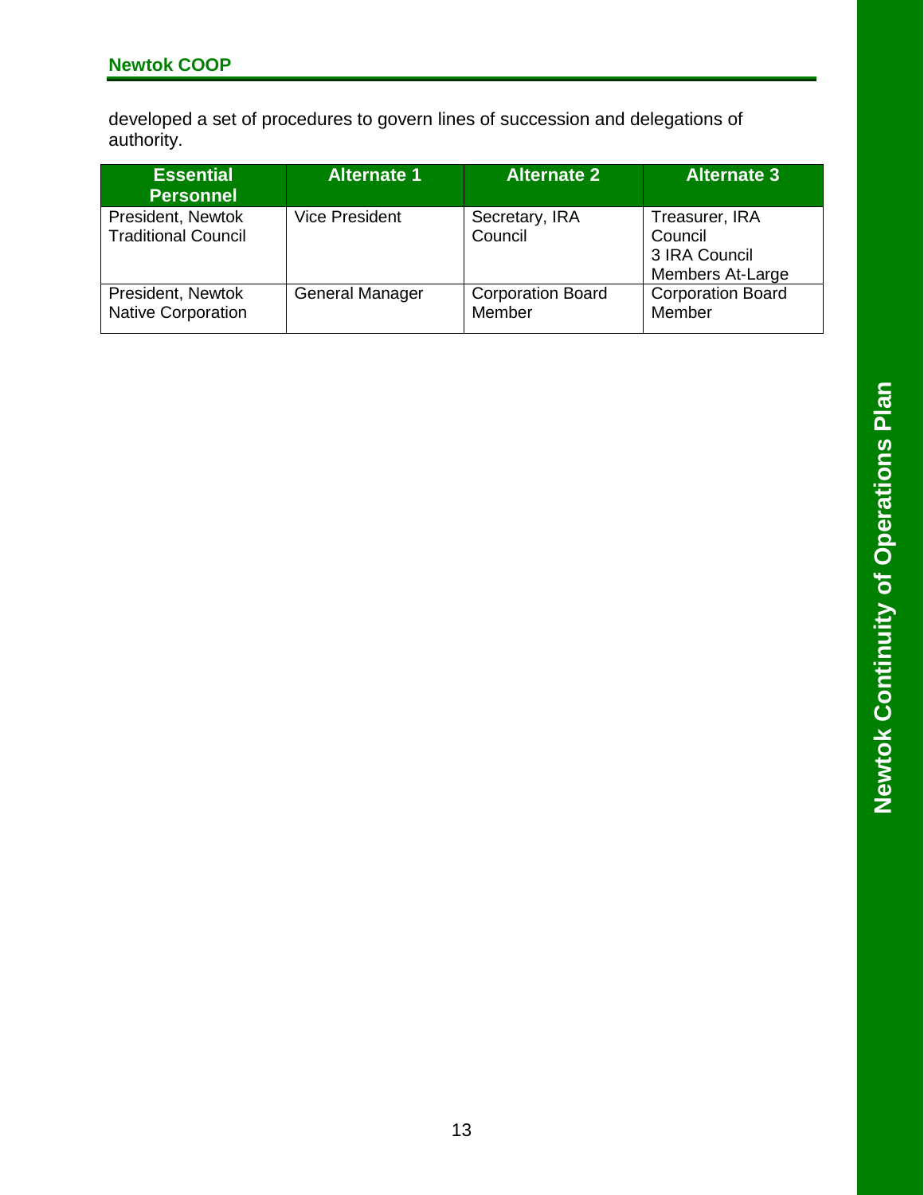developed a set of procedures to govern lines of succession and delegations of authority.

| Essential Personnel | Alternate 1 | Alternate 2 | Alternate 3 |
|---|---|---|---|
| President, Newtok Traditional Council | Vice President | Secretary, IRA Council | Treasurer, IRA Council<br>3 IRA Council Members At-Large |
| President, Newtok Native Corporation | General Manager | Corporation Board Member | Corporation Board Member |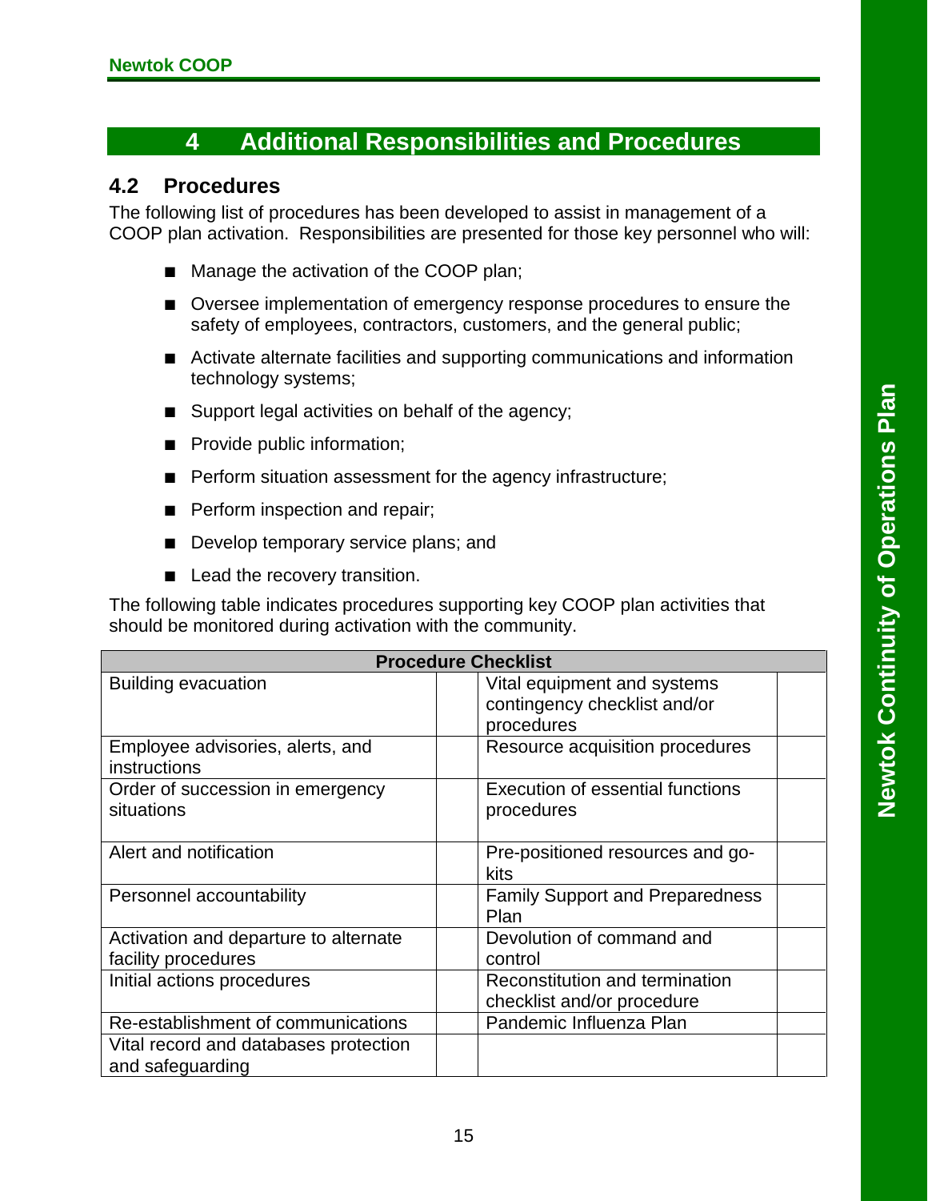# 4 Additional Responsibilities and Procedures

## 4.2 Procedures

The following list of procedures has been developed to assist in management of a COOP plan activation. Responsibilities are presented for those key personnel who will:

- Manage the activation of the COOP plan;
- Oversee implementation of emergency response procedures to ensure the safety of employees, contractors, customers, and the general public;
- Activate alternate facilities and supporting communications and information technology systems;
- Support legal activities on behalf of the agency;
- Provide public information;
- Perform situation assessment for the agency infrastructure;
- Perform inspection and repair;
- Develop temporary service plans; and
- Lead the recovery transition.

The following table indicates procedures supporting key COOP plan activities that should be monitored during activation with the community.

| Procedure Checklist | | | |
|---|---|---|---|
| Building evacuation | | Vital equipment and systems contingency checklist and/or procedures | |
| Employee advisories, alerts, and instructions | | Resource acquisition procedures | |
| Order of succession in emergency situations | | Execution of essential functions procedures | |
| Alert and notification | | Pre-positioned resources and go-kits | |
| Personnel accountability | | Family Support and Preparedness Plan | |
| Activation and departure to alternate facility procedures | | Devolution of command and control | |
| Initial actions procedures | | Reconstitution and termination checklist and/or procedure | |
| Re-establishment of communications | | Pandemic Influenza Plan | |
| Vital record and databases protection and safeguarding | | | |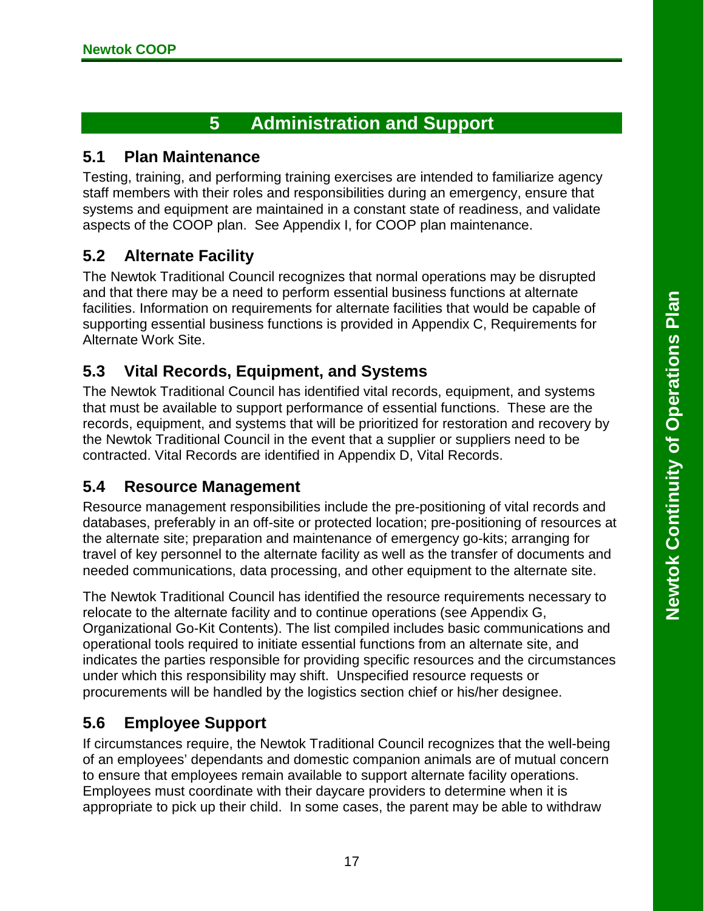# 5 Administration and Support

## 5.1 Plan Maintenance

Testing, training, and performing training exercises are intended to familiarize agency staff members with their roles and responsibilities during an emergency, ensure that systems and equipment are maintained in a constant state of readiness, and validate aspects of the COOP plan. See Appendix I, for COOP plan maintenance.

## 5.2 Alternate Facility

The Newtok Traditional Council recognizes that normal operations may be disrupted and that there may be a need to perform essential business functions at alternate facilities. Information on requirements for alternate facilities that would be capable of supporting essential business functions is provided in Appendix C, Requirements for Alternate Work Site.

## 5.3 Vital Records, Equipment, and Systems

The Newtok Traditional Council has identified vital records, equipment, and systems that must be available to support performance of essential functions. These are the records, equipment, and systems that will be prioritized for restoration and recovery by the Newtok Traditional Council in the event that a supplier or suppliers need to be contracted. Vital Records are identified in Appendix D, Vital Records.

## 5.4 Resource Management

Resource management responsibilities include the pre-positioning of vital records and databases, preferably in an off-site or protected location; pre-positioning of resources at the alternate site; preparation and maintenance of emergency go-kits; arranging for travel of key personnel to the alternate facility as well as the transfer of documents and needed communications, data processing, and other equipment to the alternate site.

The Newtok Traditional Council has identified the resource requirements necessary to relocate to the alternate facility and to continue operations (see Appendix G, Organizational Go-Kit Contents). The list compiled includes basic communications and operational tools required to initiate essential functions from an alternate site, and indicates the parties responsible for providing specific resources and the circumstances under which this responsibility may shift. Unspecified resource requests or procurements will be handled by the logistics section chief or his/her designee.

## 5.6 Employee Support

If circumstances require, the Newtok Traditional Council recognizes that the well-being of an employees' dependants and domestic companion animals are of mutual concern to ensure that employees remain available to support alternate facility operations. Employees must coordinate with their daycare providers to determine when it is appropriate to pick up their child. In some cases, the parent may be able to withdraw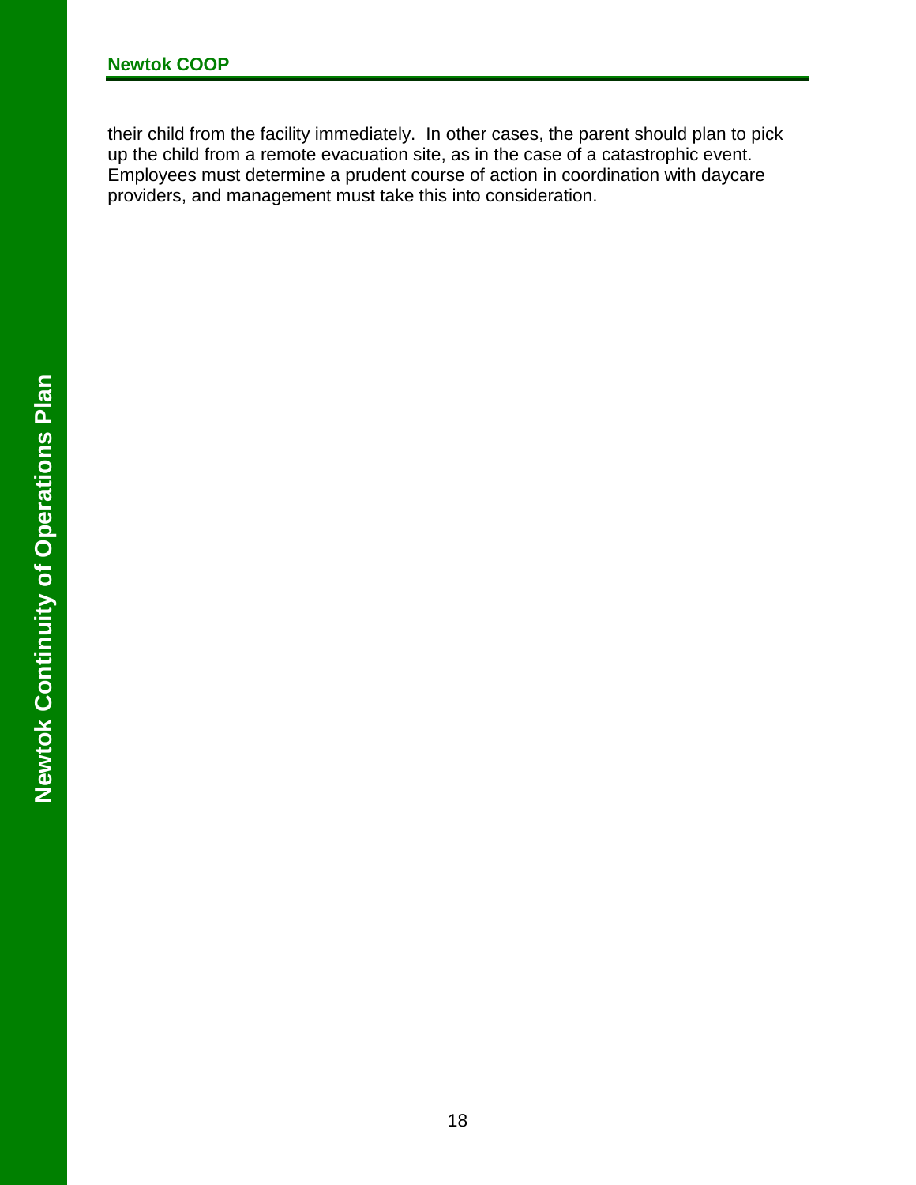their child from the facility immediately. In other cases, the parent should plan to pick up the child from a remote evacuation site, as in the case of a catastrophic event. Employees must determine a prudent course of action in coordination with daycare providers, and management must take this into consideration.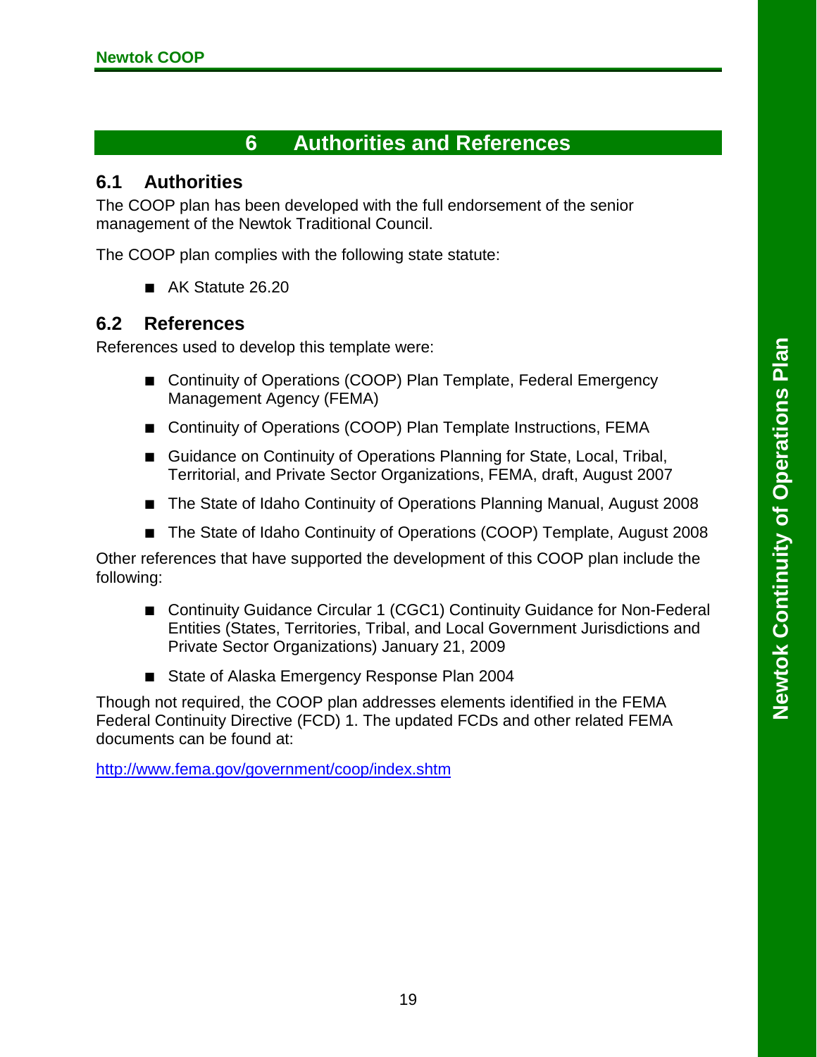# 6 Authorities and References

## 6.1 Authorities

The COOP plan has been developed with the full endorsement of the senior management of the Newtok Traditional Council.

The COOP plan complies with the following state statute:

- AK Statute 26.20

## 6.2 References

References used to develop this template were:

- Continuity of Operations (COOP) Plan Template, Federal Emergency Management Agency (FEMA)
- Continuity of Operations (COOP) Plan Template Instructions, FEMA
- Guidance on Continuity of Operations Planning for State, Local, Tribal, Territorial, and Private Sector Organizations, FEMA, draft, August 2007
- The State of Idaho Continuity of Operations Planning Manual, August 2008
- The State of Idaho Continuity of Operations (COOP) Template, August 2008

Other references that have supported the development of this COOP plan include the following:

- Continuity Guidance Circular 1 (CGC1) Continuity Guidance for Non-Federal Entities (States, Territories, Tribal, and Local Government Jurisdictions and Private Sector Organizations) January 21, 2009
- State of Alaska Emergency Response Plan 2004

Though not required, the COOP plan addresses elements identified in the FEMA Federal Continuity Directive (FCD) 1. The updated FCDs and other related FEMA documents can be found at:

http://www.fema.gov/government/coop/index.shtm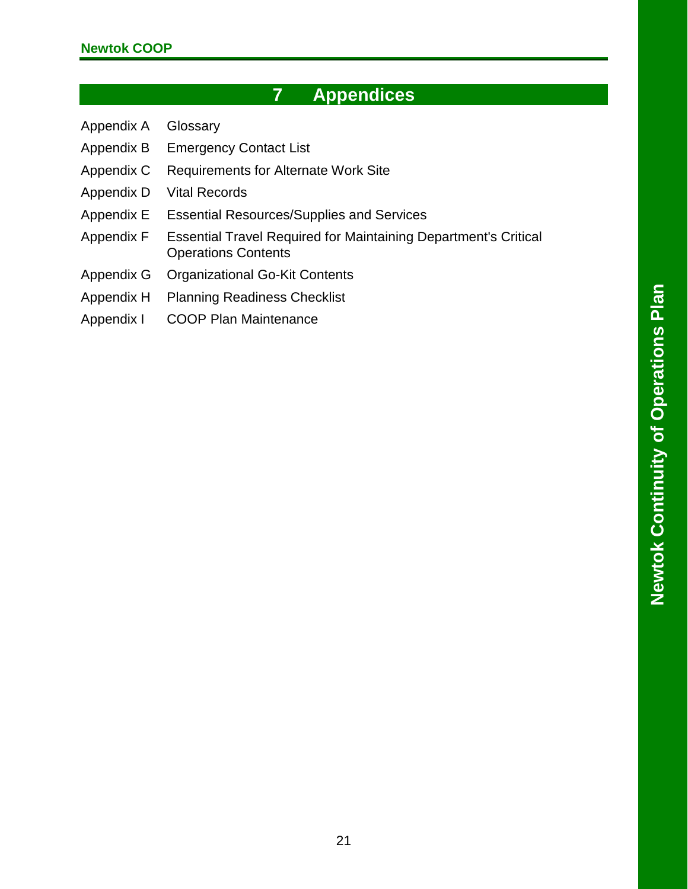# 7 Appendices

| | |
|---|---|
| Appendix A | Glossary |
| Appendix B | Emergency Contact List |
| Appendix C | Requirements for Alternate Work Site |
| Appendix D | Vital Records |
| Appendix E | Essential Resources/Supplies and Services |
| Appendix F | Essential Travel Required for Maintaining Department's Critical Operations Contents |
| Appendix G | Organizational Go-Kit Contents |
| Appendix H | Planning Readiness Checklist |
| Appendix I | COOP Plan Maintenance |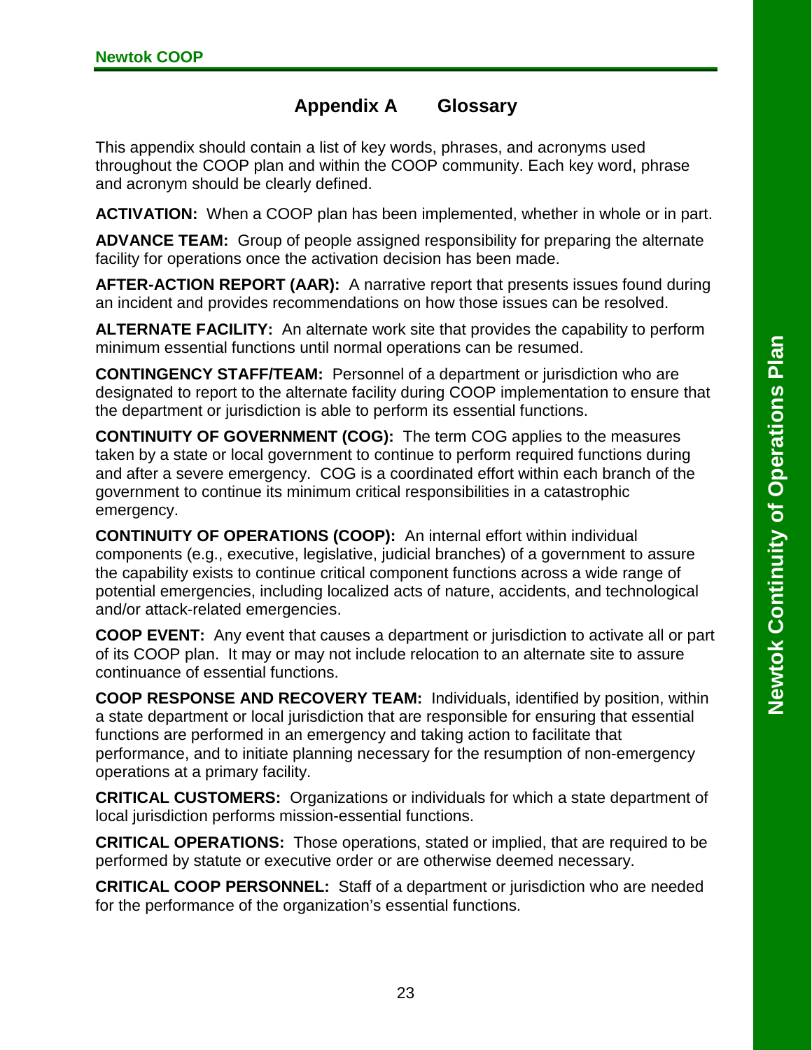# Appendix A Glossary

This appendix should contain a list of key words, phrases, and acronyms used throughout the COOP plan and within the COOP community. Each key word, phrase and acronym should be clearly defined.

**ACTIVATION:** When a COOP plan has been implemented, whether in whole or in part.

**ADVANCE TEAM:** Group of people assigned responsibility for preparing the alternate facility for operations once the activation decision has been made.

**AFTER-ACTION REPORT (AAR):** A narrative report that presents issues found during an incident and provides recommendations on how those issues can be resolved.

**ALTERNATE FACILITY:** An alternate work site that provides the capability to perform minimum essential functions until normal operations can be resumed.

**CONTINGENCY STAFF/TEAM:** Personnel of a department or jurisdiction who are designated to report to the alternate facility during COOP implementation to ensure that the department or jurisdiction is able to perform its essential functions.

**CONTINUITY OF GOVERNMENT (COG):** The term COG applies to the measures taken by a state or local government to continue to perform required functions during and after a severe emergency. COG is a coordinated effort within each branch of the government to continue its minimum critical responsibilities in a catastrophic emergency.

**CONTINUITY OF OPERATIONS (COOP):** An internal effort within individual components (e.g., executive, legislative, judicial branches) of a government to assure the capability exists to continue critical component functions across a wide range of potential emergencies, including localized acts of nature, accidents, and technological and/or attack-related emergencies.

**COOP EVENT:** Any event that causes a department or jurisdiction to activate all or part of its COOP plan. It may or may not include relocation to an alternate site to assure continuance of essential functions.

**COOP RESPONSE AND RECOVERY TEAM:** Individuals, identified by position, within a state department or local jurisdiction that are responsible for ensuring that essential functions are performed in an emergency and taking action to facilitate that performance, and to initiate planning necessary for the resumption of non-emergency operations at a primary facility.

**CRITICAL CUSTOMERS:** Organizations or individuals for which a state department of local jurisdiction performs mission-essential functions.

**CRITICAL OPERATIONS:** Those operations, stated or implied, that are required to be performed by statute or executive order or are otherwise deemed necessary.

**CRITICAL COOP PERSONNEL:** Staff of a department or jurisdiction who are needed for the performance of the organization's essential functions.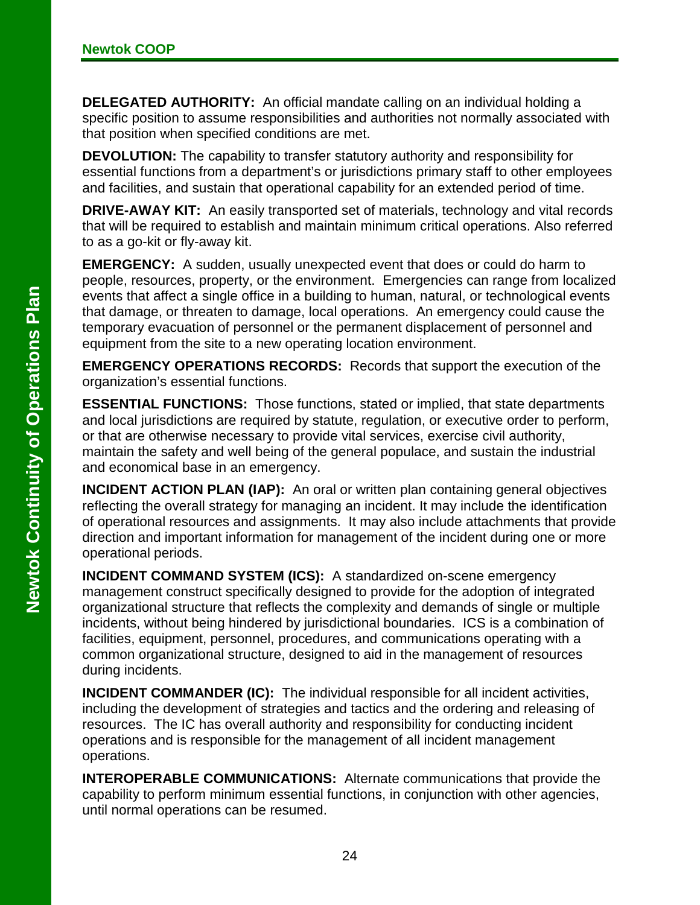**DELEGATED AUTHORITY:** An official mandate calling on an individual holding a specific position to assume responsibilities and authorities not normally associated with that position when specified conditions are met.

**DEVOLUTION:** The capability to transfer statutory authority and responsibility for essential functions from a department's or jurisdictions primary staff to other employees and facilities, and sustain that operational capability for an extended period of time.

**DRIVE-AWAY KIT:** An easily transported set of materials, technology and vital records that will be required to establish and maintain minimum critical operations. Also referred to as a go-kit or fly-away kit.

**EMERGENCY:** A sudden, usually unexpected event that does or could do harm to people, resources, property, or the environment. Emergencies can range from localized events that affect a single office in a building to human, natural, or technological events that damage, or threaten to damage, local operations. An emergency could cause the temporary evacuation of personnel or the permanent displacement of personnel and equipment from the site to a new operating location environment.

**EMERGENCY OPERATIONS RECORDS:** Records that support the execution of the organization's essential functions.

**ESSENTIAL FUNCTIONS:** Those functions, stated or implied, that state departments and local jurisdictions are required by statute, regulation, or executive order to perform, or that are otherwise necessary to provide vital services, exercise civil authority, maintain the safety and well being of the general populace, and sustain the industrial and economical base in an emergency.

**INCIDENT ACTION PLAN (IAP):** An oral or written plan containing general objectives reflecting the overall strategy for managing an incident. It may include the identification of operational resources and assignments. It may also include attachments that provide direction and important information for management of the incident during one or more operational periods.

**INCIDENT COMMAND SYSTEM (ICS):** A standardized on-scene emergency management construct specifically designed to provide for the adoption of integrated organizational structure that reflects the complexity and demands of single or multiple incidents, without being hindered by jurisdictional boundaries. ICS is a combination of facilities, equipment, personnel, procedures, and communications operating with a common organizational structure, designed to aid in the management of resources during incidents.

**INCIDENT COMMANDER (IC):** The individual responsible for all incident activities, including the development of strategies and tactics and the ordering and releasing of resources. The IC has overall authority and responsibility for conducting incident operations and is responsible for the management of all incident management operations.

**INTEROPERABLE COMMUNICATIONS:** Alternate communications that provide the capability to perform minimum essential functions, in conjunction with other agencies, until normal operations can be resumed.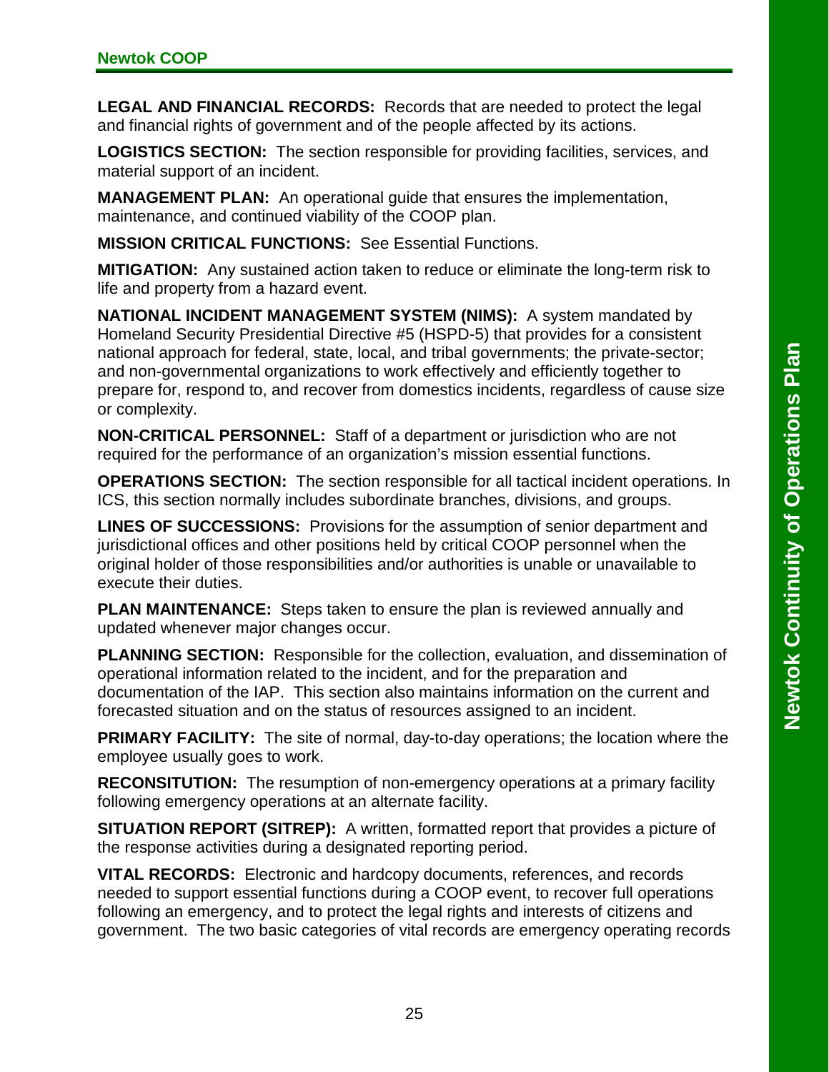**LEGAL AND FINANCIAL RECORDS:** Records that are needed to protect the legal and financial rights of government and of the people affected by its actions.

**LOGISTICS SECTION:** The section responsible for providing facilities, services, and material support of an incident.

**MANAGEMENT PLAN:** An operational guide that ensures the implementation, maintenance, and continued viability of the COOP plan.

**MISSION CRITICAL FUNCTIONS:** See Essential Functions.

**MITIGATION:** Any sustained action taken to reduce or eliminate the long-term risk to life and property from a hazard event.

**NATIONAL INCIDENT MANAGEMENT SYSTEM (NIMS):** A system mandated by Homeland Security Presidential Directive #5 (HSPD-5) that provides for a consistent national approach for federal, state, local, and tribal governments; the private-sector; and non-governmental organizations to work effectively and efficiently together to prepare for, respond to, and recover from domestics incidents, regardless of cause size or complexity.

**NON-CRITICAL PERSONNEL:** Staff of a department or jurisdiction who are not required for the performance of an organization's mission essential functions.

**OPERATIONS SECTION:** The section responsible for all tactical incident operations. In ICS, this section normally includes subordinate branches, divisions, and groups.

**LINES OF SUCCESSIONS:** Provisions for the assumption of senior department and jurisdictional offices and other positions held by critical COOP personnel when the original holder of those responsibilities and/or authorities is unable or unavailable to execute their duties.

**PLAN MAINTENANCE:** Steps taken to ensure the plan is reviewed annually and updated whenever major changes occur.

**PLANNING SECTION:** Responsible for the collection, evaluation, and dissemination of operational information related to the incident, and for the preparation and documentation of the IAP. This section also maintains information on the current and forecasted situation and on the status of resources assigned to an incident.

**PRIMARY FACILITY:** The site of normal, day-to-day operations; the location where the employee usually goes to work.

**RECONSITUTION:** The resumption of non-emergency operations at a primary facility following emergency operations at an alternate facility.

**SITUATION REPORT (SITREP):** A written, formatted report that provides a picture of the response activities during a designated reporting period.

**VITAL RECORDS:** Electronic and hardcopy documents, references, and records needed to support essential functions during a COOP event, to recover full operations following an emergency, and to protect the legal rights and interests of citizens and government. The two basic categories of vital records are emergency operating records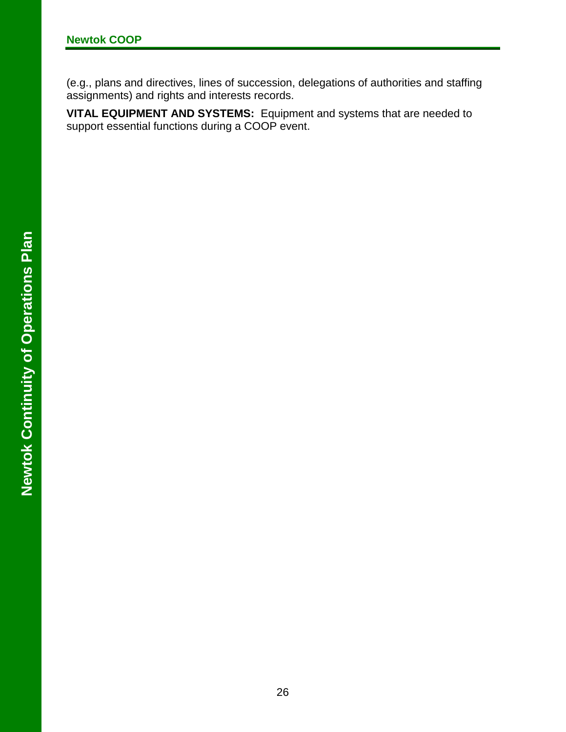(e.g., plans and directives, lines of succession, delegations of authorities and staffing assignments) and rights and interests records.

**VITAL EQUIPMENT AND SYSTEMS:** Equipment and systems that are needed to support essential functions during a COOP event.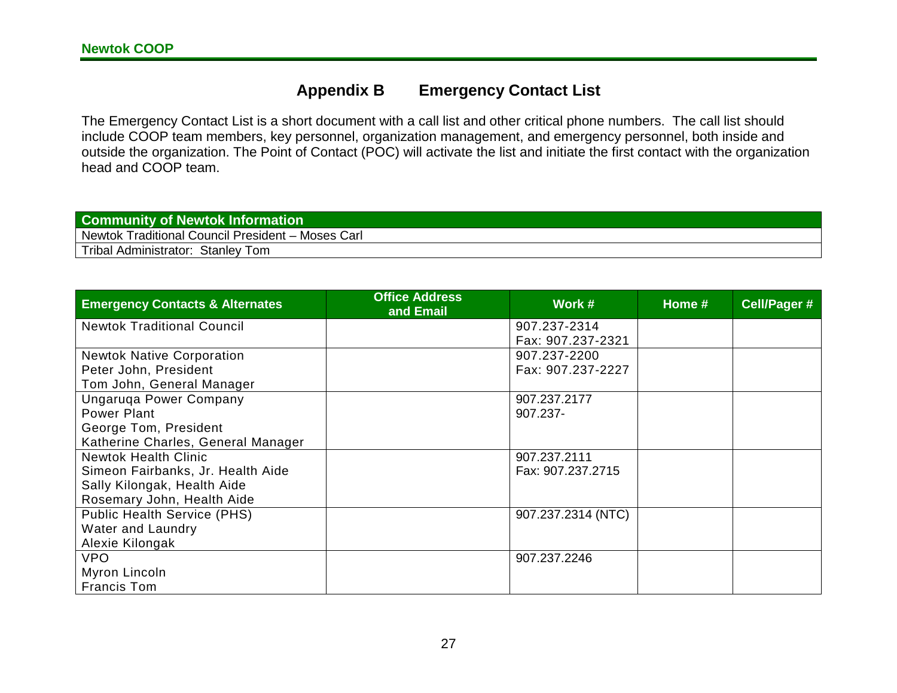## Appendix B Emergency Contact List

The Emergency Contact List is a short document with a call list and other critical phone numbers. The call list should include COOP team members, key personnel, organization management, and emergency personnel, both inside and outside the organization. The Point of Contact (POC) will activate the list and initiate the first contact with the organization head and COOP team.

| Community of Newtok Information |
|---|
| Newtok Traditional Council President – Moses Carl |
| Tribal Administrator: Stanley Tom |

| Emergency Contacts & Alternates | Office Address and Email | Work # | Home # | Cell/Pager # |
|---|---|---|---|---|
| Newtok Traditional Council | | 907.237-2314<br>Fax: 907.237-2321 | | |
| Newtok Native Corporation<br>Peter John, President<br>Tom John, General Manager | | 907.237-2200<br>Fax: 907.237-2227 | | |
| Ungaruqa Power Company<br>Power Plant<br>George Tom, President<br>Katherine Charles, General Manager | | 907.237.2177<br>907.237- | | |
| Newtok Health Clinic<br>Simeon Fairbanks, Jr. Health Aide<br>Sally Kilongak, Health Aide<br>Rosemary John, Health Aide | | 907.237.2111<br>Fax: 907.237.2715 | | |
| Public Health Service (PHS)<br>Water and Laundry<br>Alexie Kilongak | | 907.237.2314 (NTC) | | |
| VPO<br>Myron Lincoln<br>Francis Tom | | 907.237.2246 | | |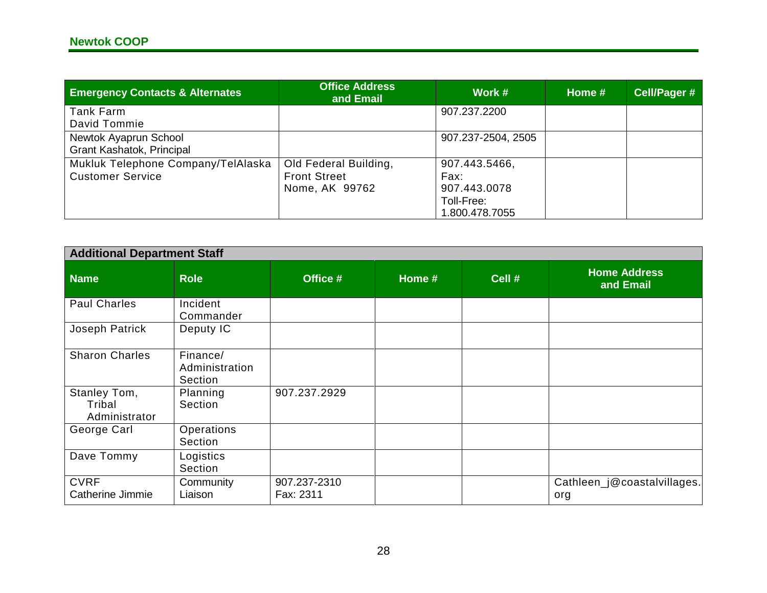| Emergency Contacts & Alternates | Office Address and Email | Work # | Home # | Cell/Pager # |
|---|---|---|---|---|
| Tank Farm<br>David Tommie | | 907.237.2200 | | |
| Newtok Ayaprun School<br>Grant Kashatok, Principal | | 907.237-2504, 2505 | | |
| Mukluk Telephone Company/TelAlaska<br>Customer Service | Old Federal Building,<br>Front Street<br>Nome, AK 99762 | 907.443.5466,<br>Fax:<br>907.443.0078<br>Toll-Free:<br>1.800.478.7055 | | |

| Additional Department Staff | | | | | |
|---|---|---|---|---|---|
| **Name** | **Role** | **Office #** | **Home #** | **Cell #** | **Home Address and Email** |
| Paul Charles | Incident Commander | | | | |
| Joseph Patrick | Deputy IC | | | | |
| Sharon Charles | Finance/ Administration Section | | | | |
| Stanley Tom, Tribal Administrator | Planning Section | 907.237.2929 | | | |
| George Carl | Operations Section | | | | |
| Dave Tommy | Logistics Section | | | | |
| CVRF<br>Catherine Jimmie | Community Liaison | 907.237-2310<br>Fax: 2311 | | | Cathleen_j@coastalvillages.org |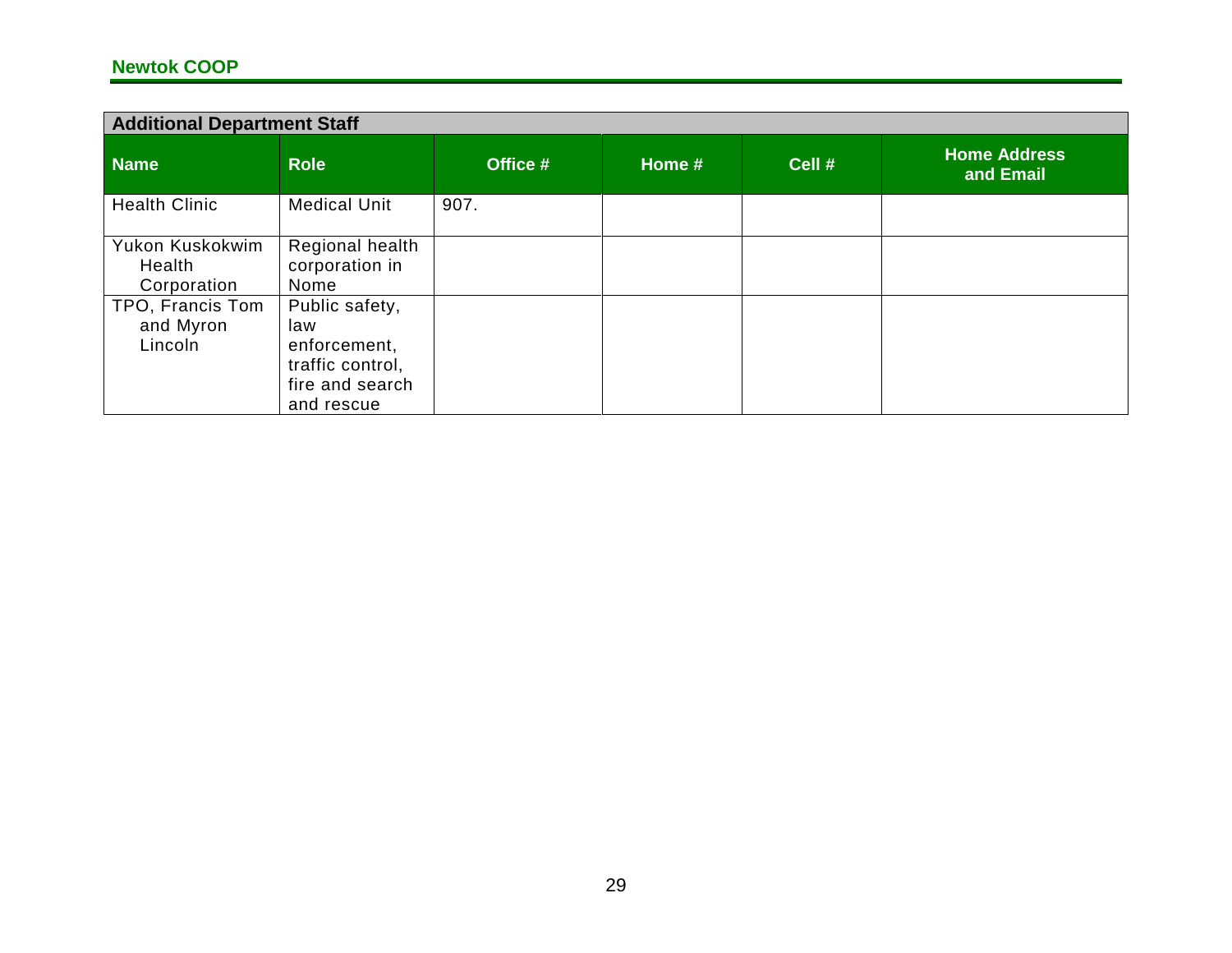| Additional Department Staff | | | | | |
|---|---|---|---|---|---|
| **Name** | **Role** | **Office #** | **Home #** | **Cell #** | **Home Address and Email** |
| Health Clinic | Medical Unit | 907. | | | |
| Yukon Kuskokwim Health Corporation | Regional health corporation in Nome | | | | |
| TPO, Francis Tom and Myron Lincoln | Public safety, law enforcement, traffic control, fire and search and rescue | | | | |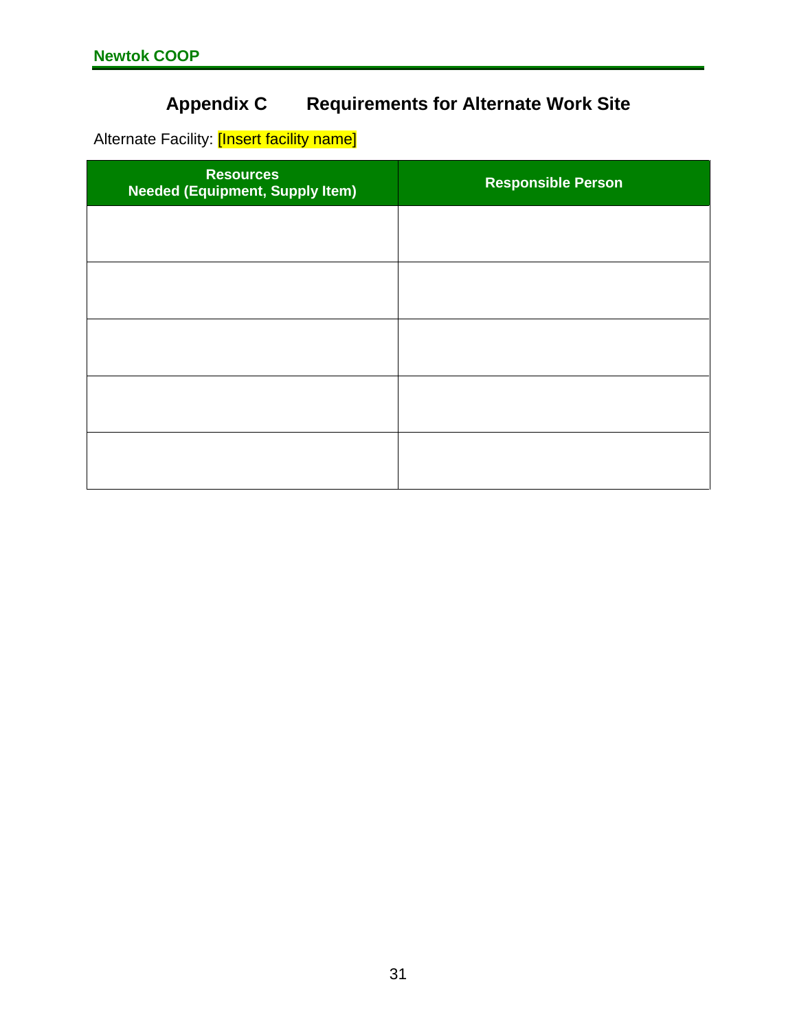# Appendix C Requirements for Alternate Work Site

Alternate Facility: [Insert facility name]

| Resources Needed (Equipment, Supply Item) | Responsible Person |
|---|---|
| | |
| | |
| | |
| | |
| | |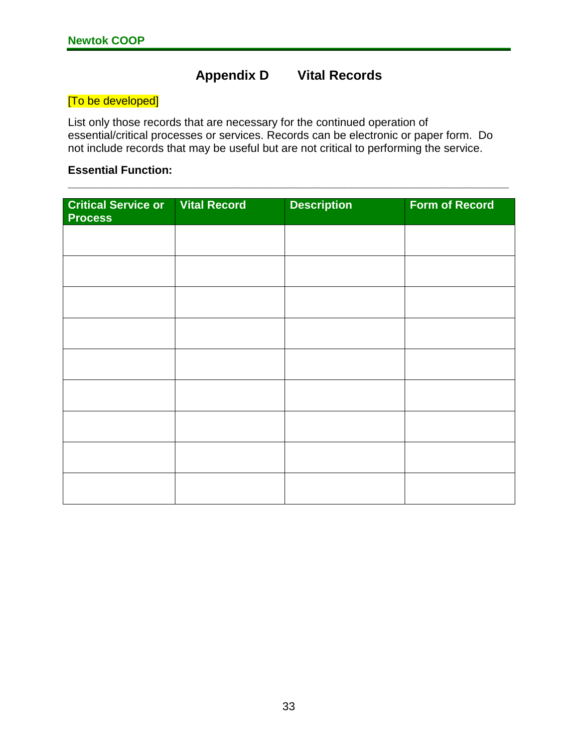# Appendix D Vital Records

[To be developed]

List only those records that are necessary for the continued operation of essential/critical processes or services. Records can be electronic or paper form. Do not include records that may be useful but are not critical to performing the service.

**Essential Function:**

| Critical Service or Process | Vital Record | Description | Form of Record |
|---|---|---|---|
| | | | |
| | | | |
| | | | |
| | | | |
| | | | |
| | | | |
| | | | |
| | | | |
| | | | |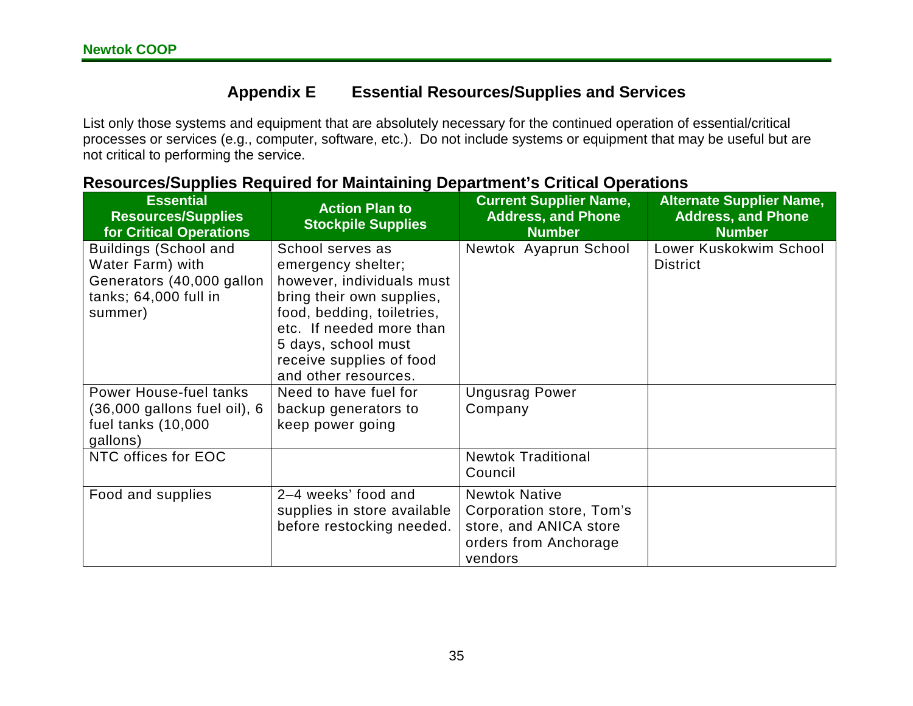# Appendix E Essential Resources/Supplies and Services

List only those systems and equipment that are absolutely necessary for the continued operation of essential/critical processes or services (e.g., computer, software, etc.). Do not include systems or equipment that may be useful but are not critical to performing the service.

## Resources/Supplies Required for Maintaining Department's Critical Operations

| Essential Resources/Supplies for Critical Operations | Action Plan to Stockpile Supplies | Current Supplier Name, Address, and Phone Number | Alternate Supplier Name, Address, and Phone Number |
|---|---|---|---|
| Buildings (School and Water Farm) with Generators (40,000 gallon tanks; 64,000 full in summer) | School serves as emergency shelter; however, individuals must bring their own supplies, food, bedding, toiletries, etc. If needed more than 5 days, school must receive supplies of food and other resources. | Newtok Ayaprun School | Lower Kuskokwim School District |
| Power House-fuel tanks (36,000 gallons fuel oil), 6 fuel tanks (10,000 gallons) | Need to have fuel for backup generators to keep power going | Ungusrag Power Company | |
| NTC offices for EOC | | Newtok Traditional Council | |
| Food and supplies | 2–4 weeks' food and supplies in store available before restocking needed. | Newtok Native Corporation store, Tom's store, and ANICA store orders from Anchorage vendors | |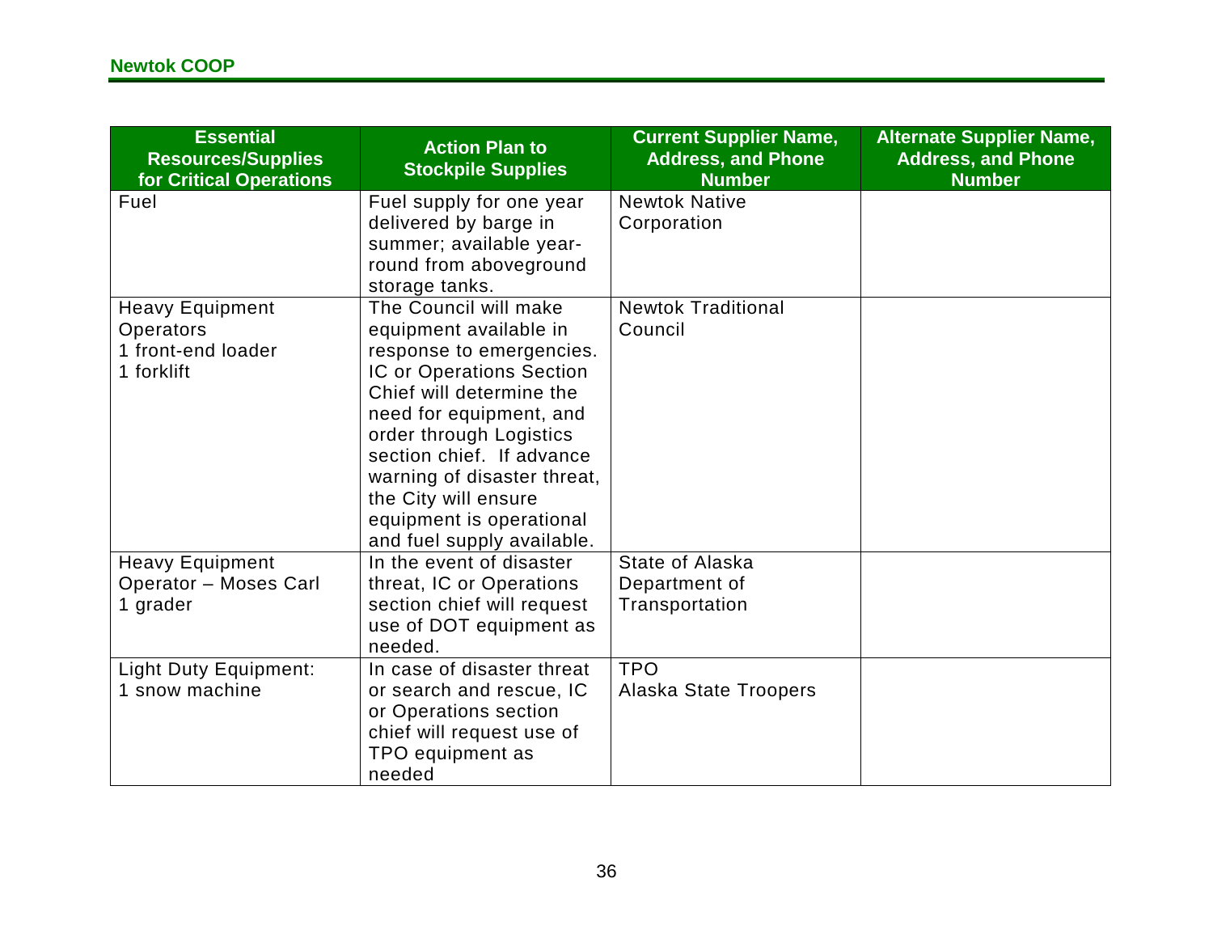| Essential Resources/Supplies for Critical Operations | Action Plan to Stockpile Supplies | Current Supplier Name, Address, and Phone Number | Alternate Supplier Name, Address, and Phone Number |
|---|---|---|---|
| Fuel | Fuel supply for one year delivered by barge in summer; available year-round from aboveground storage tanks. | Newtok Native Corporation | |
| Heavy Equipment Operators<br>1 front-end loader<br>1 forklift | The Council will make equipment available in response to emergencies. IC or Operations Section Chief will determine the need for equipment, and order through Logistics section chief. If advance warning of disaster threat, the City will ensure equipment is operational and fuel supply available. | Newtok Traditional Council | |
| Heavy Equipment Operator – Moses Carl<br>1 grader | In the event of disaster threat, IC or Operations section chief will request use of DOT equipment as needed. | State of Alaska Department of Transportation | |
| Light Duty Equipment:<br>1 snow machine | In case of disaster threat or search and rescue, IC or Operations section chief will request use of TPO equipment as needed | TPO<br>Alaska State Troopers | |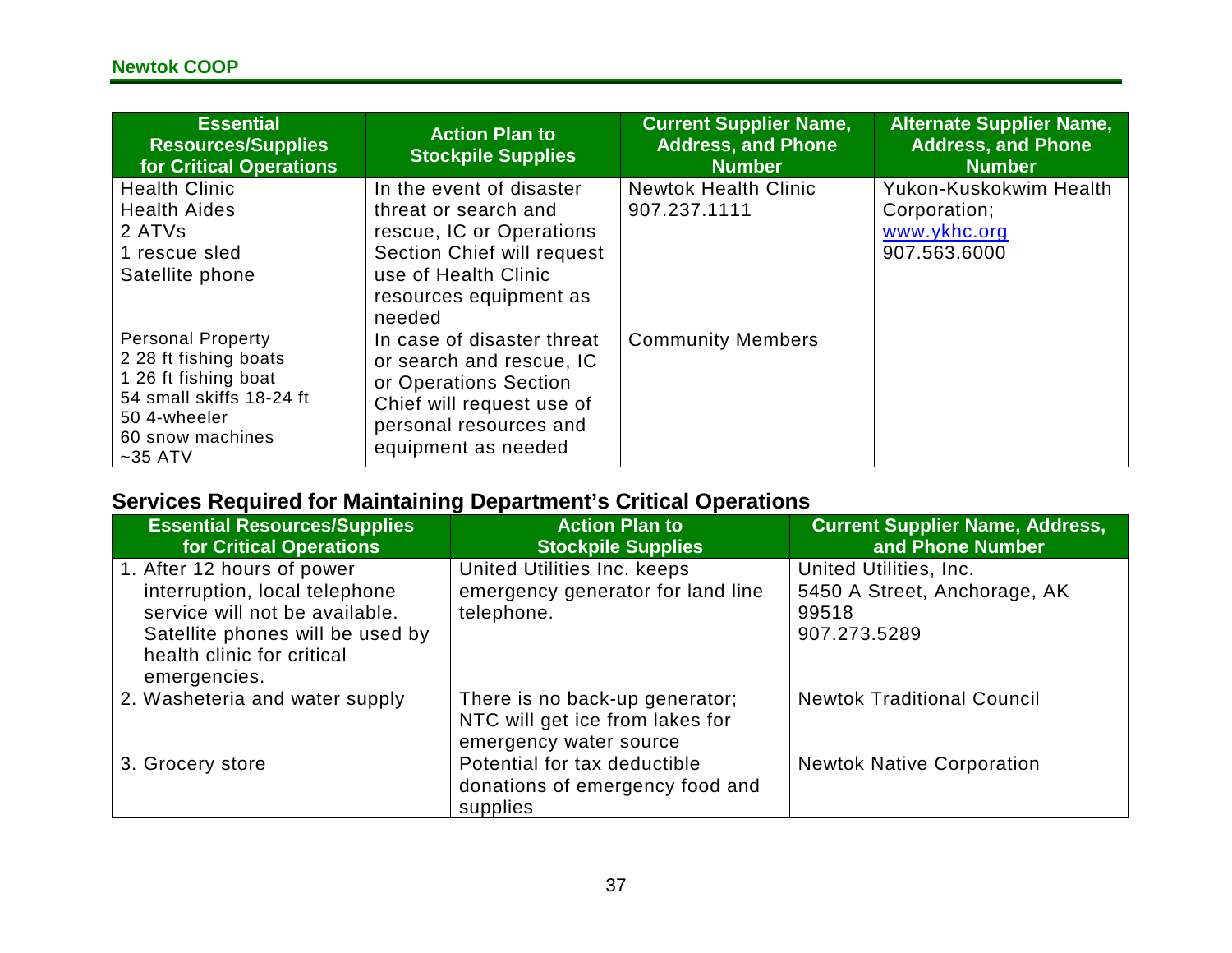| Essential Resources/Supplies for Critical Operations | Action Plan to Stockpile Supplies | Current Supplier Name, Address, and Phone Number | Alternate Supplier Name, Address, and Phone Number |
|---|---|---|---|
| Health Clinic<br>Health Aides<br>2 ATVs<br>1 rescue sled<br>Satellite phone | In the event of disaster threat or search and rescue, IC or Operations Section Chief will request use of Health Clinic resources equipment as needed | Newtok Health Clinic<br>907.237.1111 | Yukon-Kuskokwim Health Corporation;<br>www.ykhc.org<br>907.563.6000 |
| Personal Property<br>2 28 ft fishing boats<br>1 26 ft fishing boat<br>54 small skiffs 18-24 ft<br>50 4-wheeler<br>60 snow machines<br>~35 ATV | In case of disaster threat or search and rescue, IC or Operations Section Chief will request use of personal resources and equipment as needed | Community Members | |

## Services Required for Maintaining Department's Critical Operations

| Essential Resources/Supplies for Critical Operations | Action Plan to Stockpile Supplies | Current Supplier Name, Address, and Phone Number |
|---|---|---|
| 1. After 12 hours of power interruption, local telephone service will not be available. Satellite phones will be used by health clinic for critical emergencies. | United Utilities Inc. keeps emergency generator for land line telephone. | United Utilities, Inc.<br>5450 A Street, Anchorage, AK 99518<br>907.273.5289 |
| 2. Washeteria and water supply | There is no back-up generator; NTC will get ice from lakes for emergency water source | Newtok Traditional Council |
| 3. Grocery store | Potential for tax deductible donations of emergency food and supplies | Newtok Native Corporation |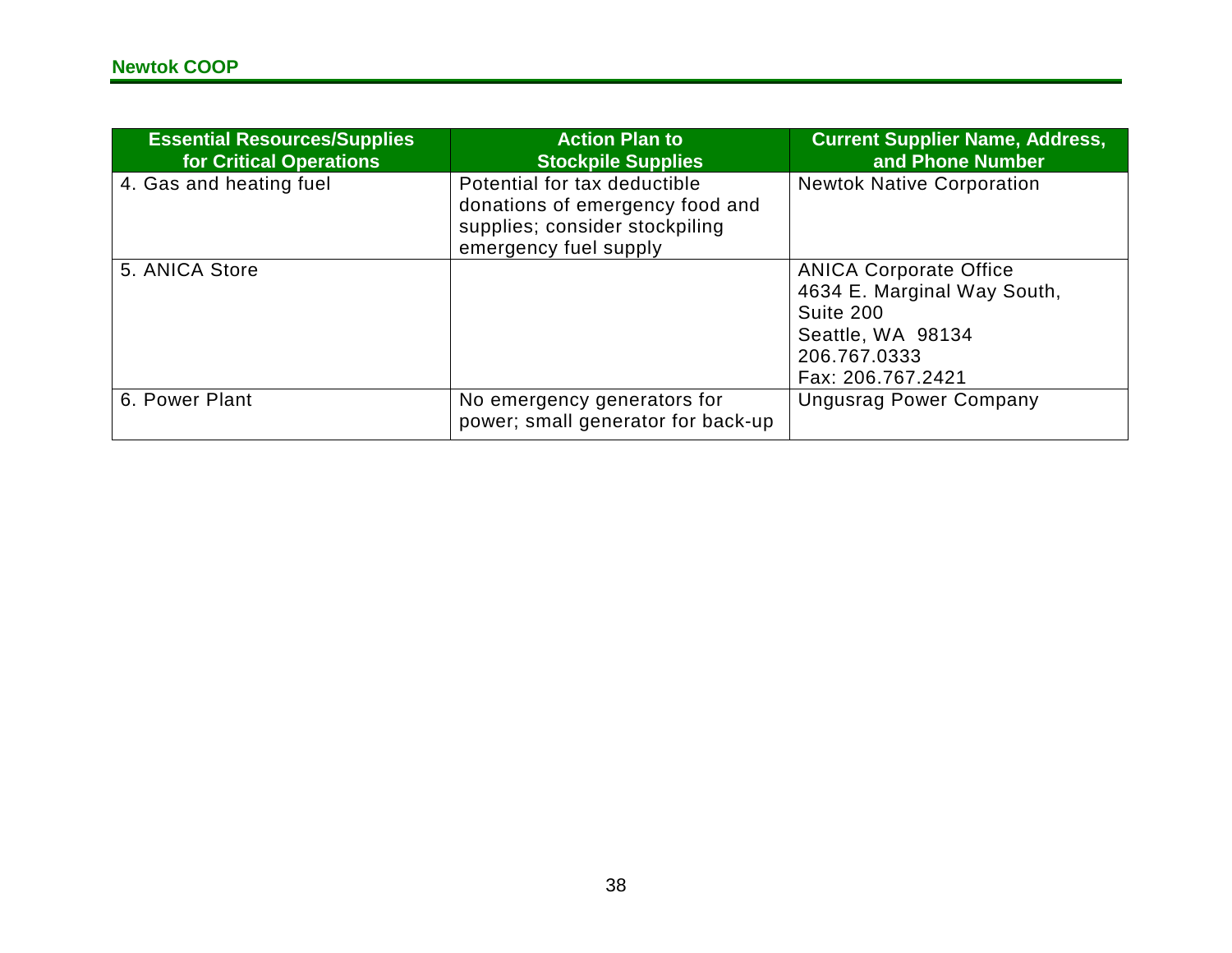| Essential Resources/Supplies for Critical Operations | Action Plan to Stockpile Supplies | Current Supplier Name, Address, and Phone Number |
|---|---|---|
| 4. Gas and heating fuel | Potential for tax deductible donations of emergency food and supplies; consider stockpiling emergency fuel supply | Newtok Native Corporation |
| 5. ANICA Store | | ANICA Corporate Office<br>4634 E. Marginal Way South, Suite 200<br>Seattle, WA 98134<br>206.767.0333<br>Fax: 206.767.2421 |
| 6. Power Plant | No emergency generators for power; small generator for back-up | Ungusrag Power Company |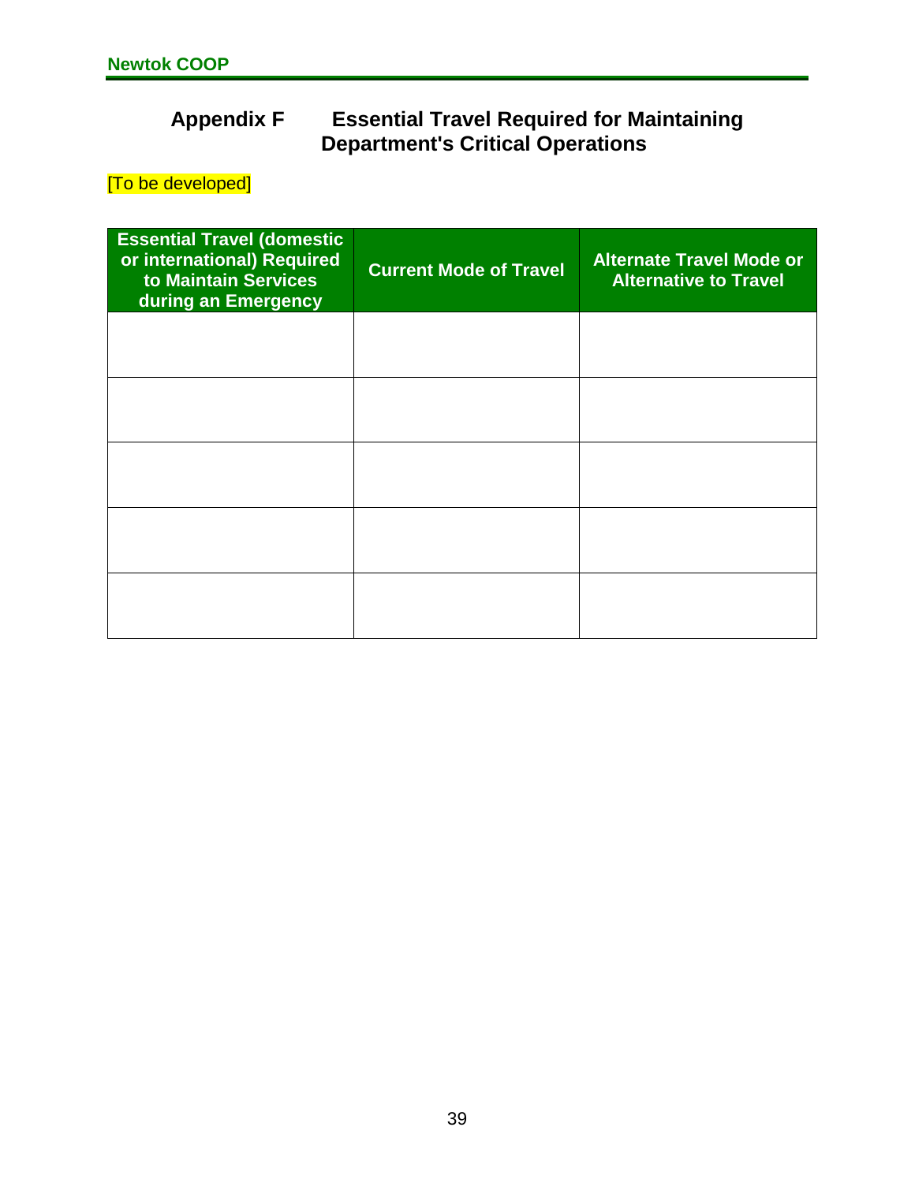# Appendix F Essential Travel Required for Maintaining Department's Critical Operations

[To be developed]

| Essential Travel (domestic or international) Required to Maintain Services during an Emergency | Current Mode of Travel | Alternate Travel Mode or Alternative to Travel |
|---|---|---|
| | | |
| | | |
| | | |
| | | |
| | | |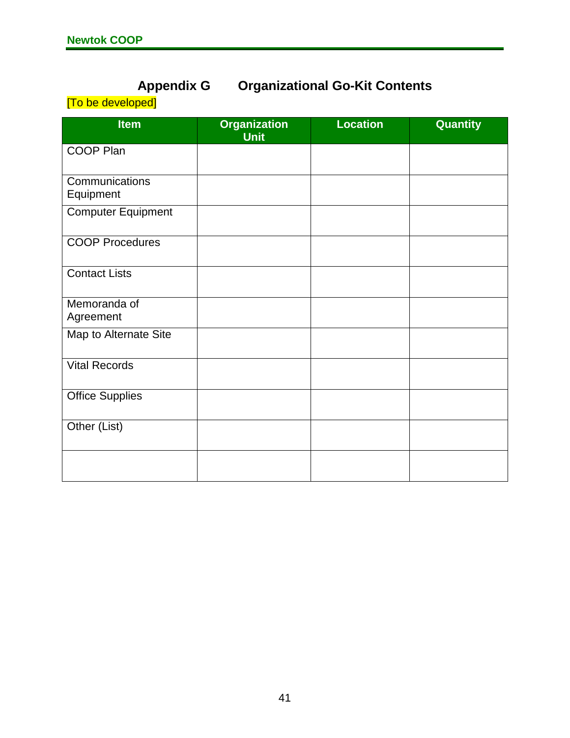# Appendix G Organizational Go-Kit Contents

[To be developed]

| Item | Organization Unit | Location | Quantity |
|---|---|---|---|
| COOP Plan | | | |
| Communications Equipment | | | |
| Computer Equipment | | | |
| COOP Procedures | | | |
| Contact Lists | | | |
| Memoranda of Agreement | | | |
| Map to Alternate Site | | | |
| Vital Records | | | |
| Office Supplies | | | |
| Other (List) | | | |
| | | | |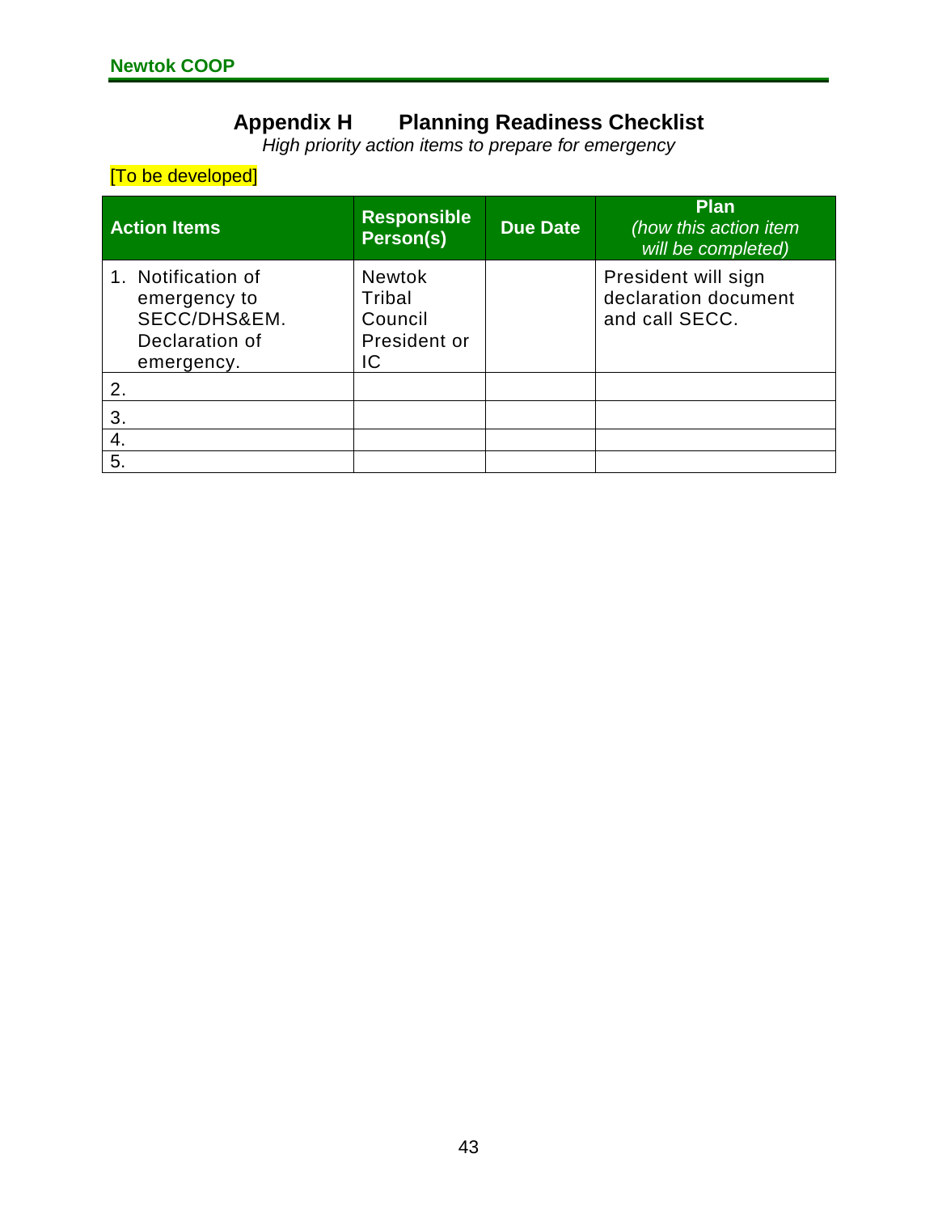# Appendix H Planning Readiness Checklist

*High priority action items to prepare for emergency*

[To be developed]

| Action Items | Responsible Person(s) | Due Date | Plan *(how this action item will be completed)* |
|---|---|---|---|
| 1. Notification of emergency to SECC/DHS&EM. Declaration of emergency. | Newtok Tribal Council President or IC | | President will sign declaration document and call SECC. |
| 2. | | | |
| 3. | | | |
| 4. | | | |
| 5. | | | |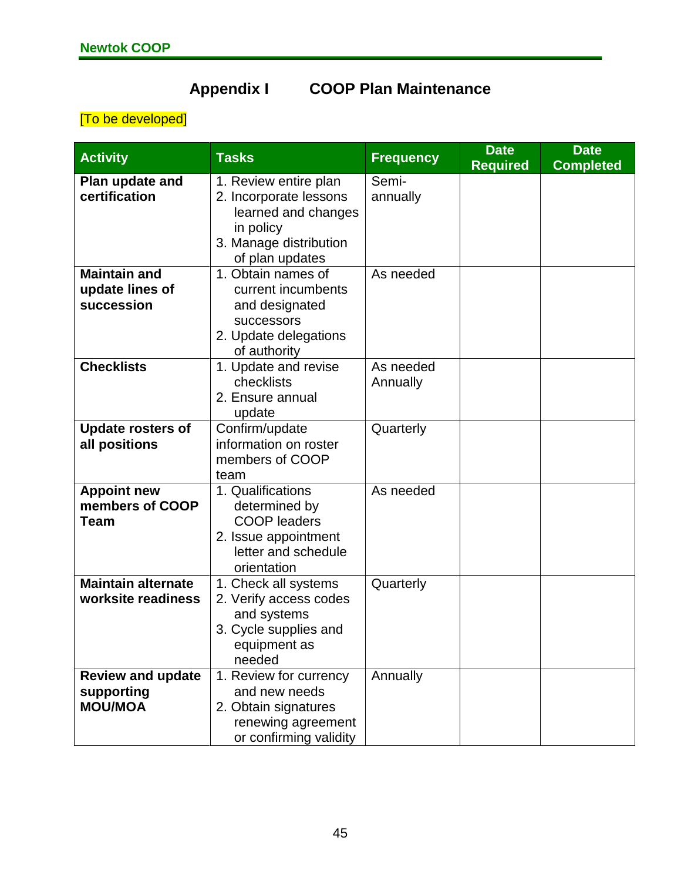# Appendix I COOP Plan Maintenance

[To be developed]

| Activity | Tasks | Frequency | Date Required | Date Completed |
|---|---|---|---|---|
| **Plan update and certification** | 1. Review entire plan<br>2. Incorporate lessons learned and changes in policy<br>3. Manage distribution of plan updates | Semi-annually | | |
| **Maintain and update lines of succession** | 1. Obtain names of current incumbents and designated successors<br>2. Update delegations of authority | As needed | | |
| **Checklists** | 1. Update and revise checklists<br>2. Ensure annual update | As needed<br>Annually | | |
| **Update rosters of all positions** | Confirm/update information on roster members of COOP team | Quarterly | | |
| **Appoint new members of COOP Team** | 1. Qualifications determined by COOP leaders<br>2. Issue appointment letter and schedule orientation | As needed | | |
| **Maintain alternate worksite readiness** | 1. Check all systems<br>2. Verify access codes and systems<br>3. Cycle supplies and equipment as needed | Quarterly | | |
| **Review and update supporting MOU/MOA** | 1. Review for currency and new needs<br>2. Obtain signatures renewing agreement or confirming validity | Annually | | |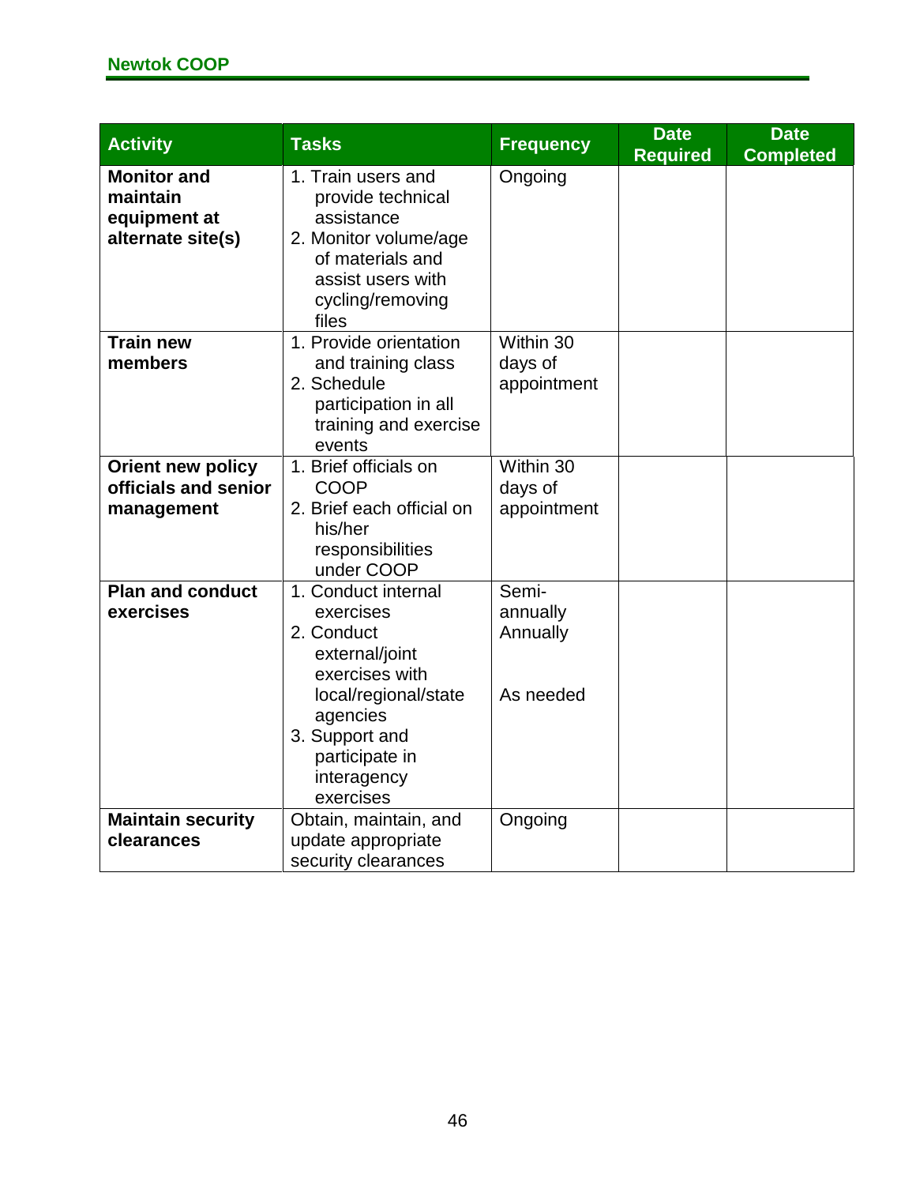| Activity | Tasks | Frequency | Date Required | Date Completed |
|---|---|---|---|---|
| **Monitor and maintain equipment at alternate site(s)** | 1. Train users and provide technical assistance<br>2. Monitor volume/age of materials and assist users with cycling/removing files | Ongoing | | |
| **Train new members** | 1. Provide orientation and training class<br>2. Schedule participation in all training and exercise events | Within 30 days of appointment | | |
| **Orient new policy officials and senior management** | 1. Brief officials on COOP<br>2. Brief each official on his/her responsibilities under COOP | Within 30 days of appointment | | |
| **Plan and conduct exercises** | 1. Conduct internal exercises<br>2. Conduct external/joint exercises with local/regional/state agencies<br>3. Support and participate in interagency exercises | Semi-annually<br>Annually<br><br>As needed | | |
| **Maintain security clearances** | Obtain, maintain, and update appropriate security clearances | Ongoing | | |